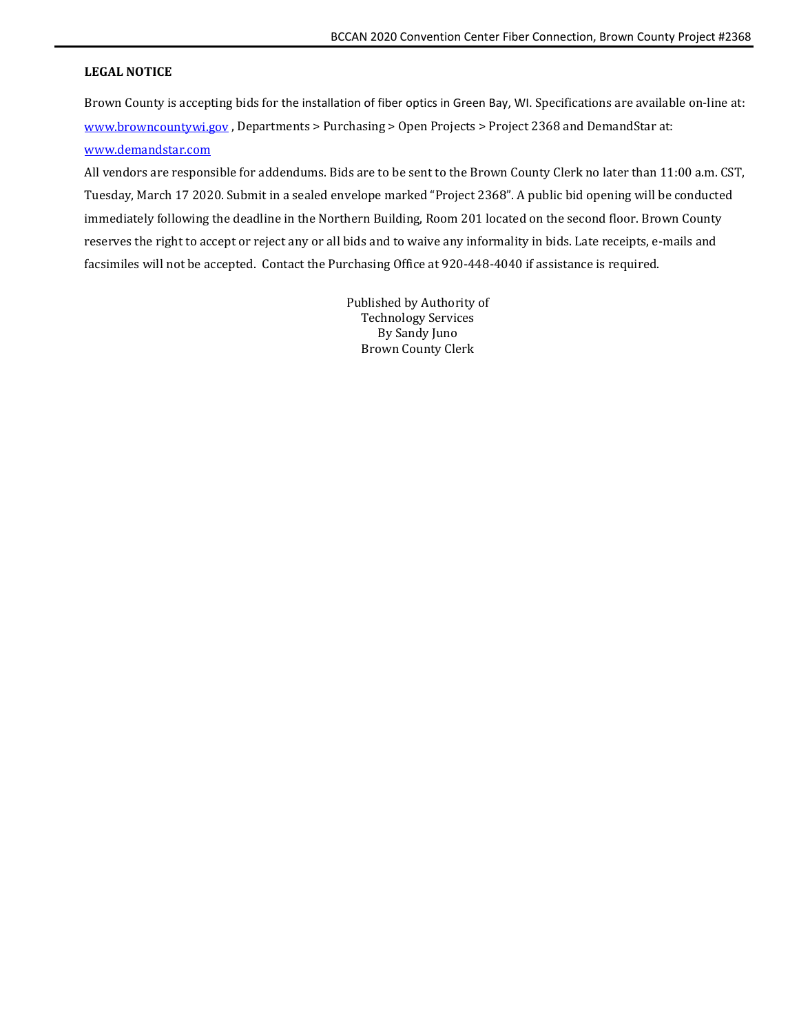**LEGAL NOTICE**

Brown County is accepting bids for the installation of fiber optics in Green Bay, WI. Specifications are available on-line at: [www.browncountywi.gov](http://www.browncountywi.gov) , Departments > Purchasing > Open Projects > Project 2368 and DemandStar at: [www.demandstar.com](http://www.demandstar.com)

All vendors are responsible for addendums. Bids are to be sent to the Brown County Clerk no later than 11:00 a.m. CST, Tuesday, March 17 2020. Submit in a sealed envelope marked "Project 2368". A public bid opening will be conducted immediately following the deadline in the Northern Building, Room 201 located on the second floor. Brown County reserves the right to accept or reject any or all bids and to waive any informality in bids. Late receipts, e-mails and facsimiles will not be accepted. Contact the Purchasing Office at 920-448-4040 if assistance is required.

Published by Authority of
Technology Services
By Sandy Juno
Brown County Clerk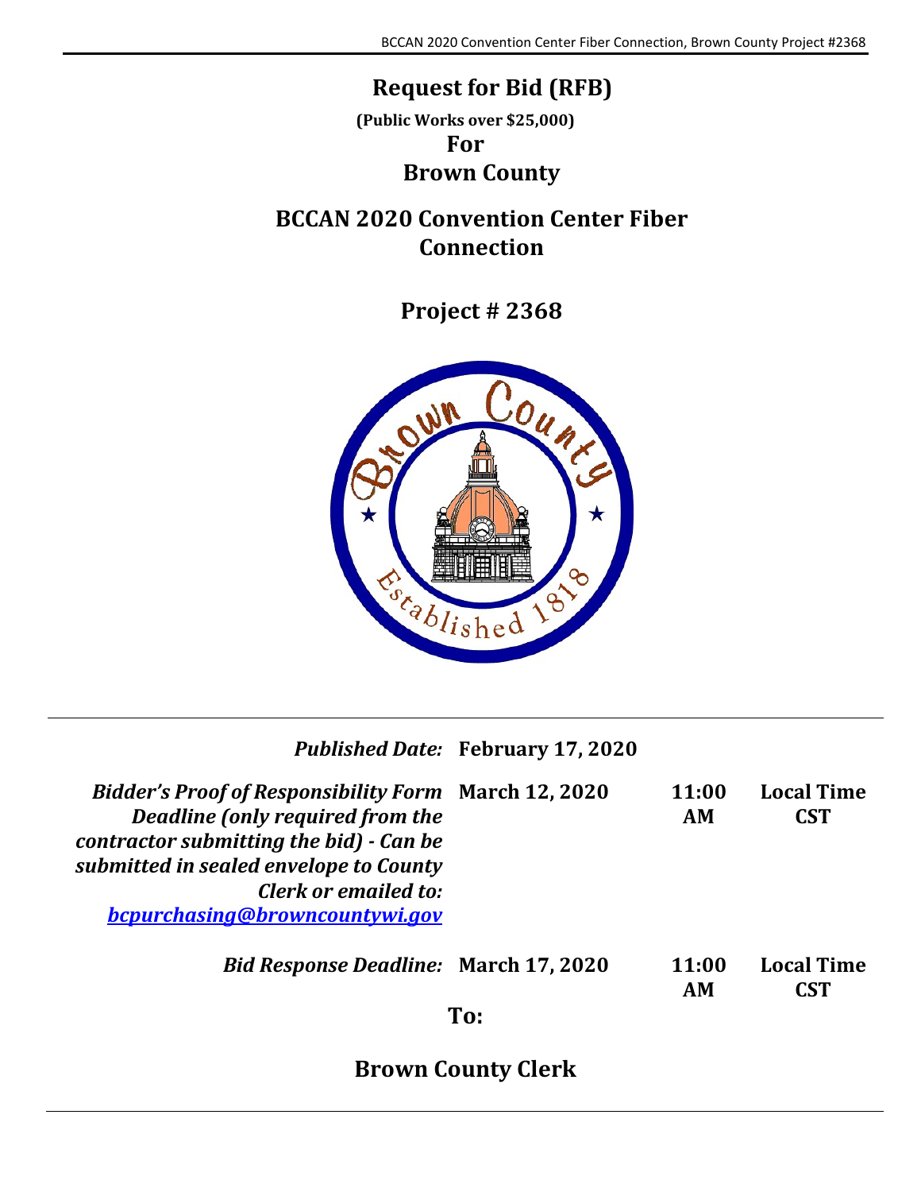# Request for Bid (RFB)

**(Public Works over $25,000)**

**For**

**Brown County**

## BCCAN 2020 Convention Center Fiber Connection

## Project # 2368

| | | | |
|---|---|---|---|
| ***Published Date:*** | **February 17, 2020** | | |
| ***Bidder's Proof of Responsibility Form Deadline (only required from the contractor submitting the bid) - Can be submitted in sealed envelope to County Clerk or emailed to: [bcpurchasing@browncountywi.gov](mailto:bcpurchasing@browncountywi.gov)*** | **March 12, 2020** | **11:00 AM** | **Local Time CST** |
| ***Bid Response Deadline:*** | **March 17, 2020** | **11:00 AM** | **Local Time CST** |

**To:**

## Brown County Clerk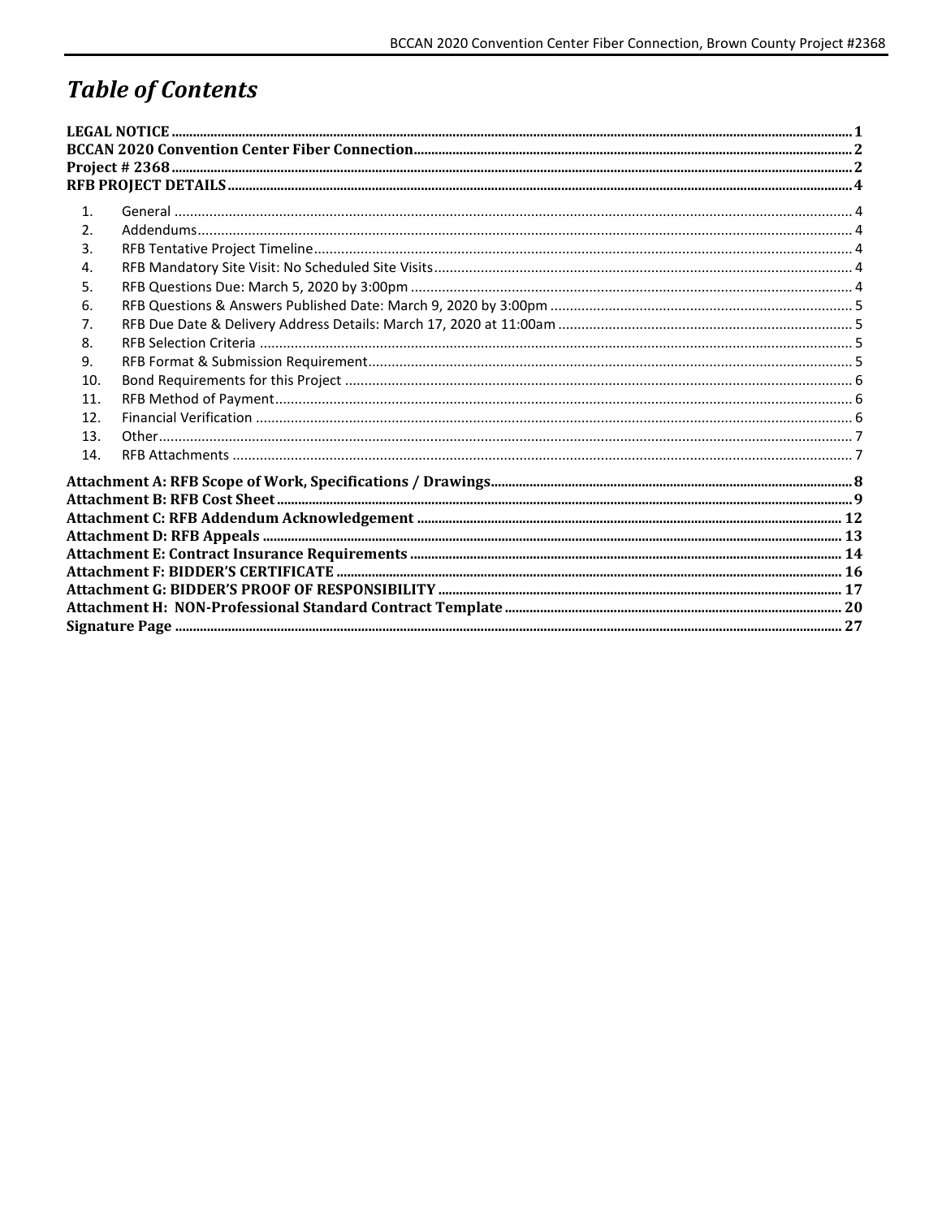# *Table of Contents*

LEGAL NOTICE ..... 1
BCCAN 2020 Convention Center Fiber Connection ..... 2
Project # 2368 ..... 2
RFB PROJECT DETAILS ..... 4

1. General ..... 4
2. Addendums ..... 4
3. RFB Tentative Project Timeline ..... 4
4. RFB Mandatory Site Visit: No Scheduled Site Visits ..... 4
5. RFB Questions Due: March 5, 2020 by 3:00pm ..... 4
6. RFB Questions & Answers Published Date: March 9, 2020 by 3:00pm ..... 5
7. RFB Due Date & Delivery Address Details: March 17, 2020 at 11:00am ..... 5
8. RFB Selection Criteria ..... 5
9. RFB Format & Submission Requirement ..... 5
10. Bond Requirements for this Project ..... 6
11. RFB Method of Payment ..... 6
12. Financial Verification ..... 6
13. Other ..... 7
14. RFB Attachments ..... 7

Attachment A: RFB Scope of Work, Specifications / Drawings ..... 8
Attachment B: RFB Cost Sheet ..... 9
Attachment C: RFB Addendum Acknowledgement ..... 12
Attachment D: RFB Appeals ..... 13
Attachment E: Contract Insurance Requirements ..... 14
Attachment F: BIDDER'S CERTIFICATE ..... 16
Attachment G: BIDDER'S PROOF OF RESPONSIBILITY ..... 17
Attachment H: NON-Professional Standard Contract Template ..... 20
Signature Page ..... 27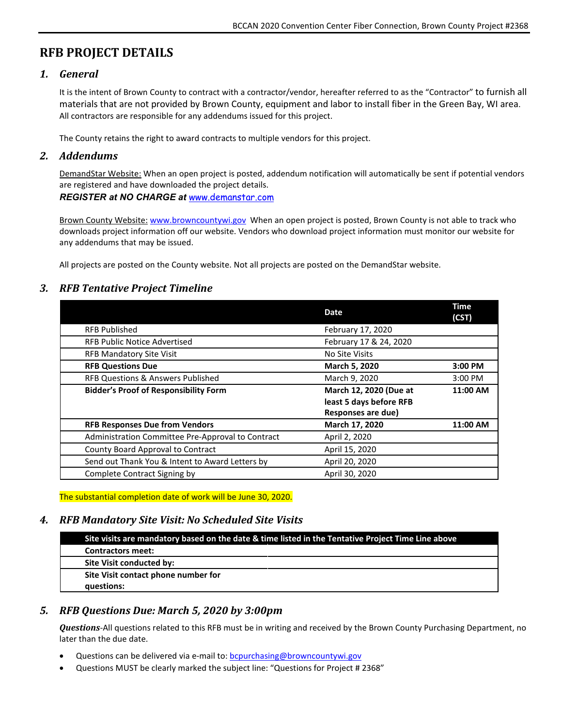# RFB PROJECT DETAILS

## *1. General*

It is the intent of Brown County to contract with a contractor/vendor, hereafter referred to as the "Contractor" to furnish all materials that are not provided by Brown County, equipment and labor to install fiber in the Green Bay, WI area. All contractors are responsible for any addendums issued for this project.

The County retains the right to award contracts to multiple vendors for this project.

## *2. Addendums*

DemandStar Website: When an open project is posted, addendum notification will automatically be sent if potential vendors are registered and have downloaded the project details.

***REGISTER at NO CHARGE at*** www.demanstar.com

Brown County Website: www.browncountywi.gov When an open project is posted, Brown County is not able to track who downloads project information off our website. Vendors who download project information must monitor our website for any addendums that may be issued.

All projects are posted on the County website. Not all projects are posted on the DemandStar website.

## *3. RFB Tentative Project Timeline*

| | Date | Time (CST) |
|---|---|---|
| RFB Published | February 17, 2020 | |
| RFB Public Notice Advertised | February 17 & 24, 2020 | |
| RFB Mandatory Site Visit | No Site Visits | |
| **RFB Questions Due** | **March 5, 2020** | **3:00 PM** |
| RFB Questions & Answers Published | March 9, 2020 | 3:00 PM |
| **Bidder's Proof of Responsibility Form** | **March 12, 2020 (Due at least 5 days before RFB Responses are due)** | **11:00 AM** |
| **RFB Responses Due from Vendors** | **March 17, 2020** | **11:00 AM** |
| Administration Committee Pre-Approval to Contract | April 2, 2020 | |
| County Board Approval to Contract | April 15, 2020 | |
| Send out Thank You & Intent to Award Letters by | April 20, 2020 | |
| Complete Contract Signing by | April 30, 2020 | |

The substantial completion date of work will be June 30, 2020.

## *4. RFB Mandatory Site Visit: No Scheduled Site Visits*

| Site visits are mandatory based on the date & time listed in the Tentative Project Time Line above | |
|---|---|
| **Contractors meet:** | |
| **Site Visit conducted by:** | |
| **Site Visit contact phone number for questions:** | |

## *5. RFB Questions Due: March 5, 2020 by 3:00pm*

***Questions***-All questions related to this RFB must be in writing and received by the Brown County Purchasing Department, no later than the due date.

- Questions can be delivered via e-mail to: bcpurchasing@browncountywi.gov
- Questions MUST be clearly marked the subject line: "Questions for Project # 2368"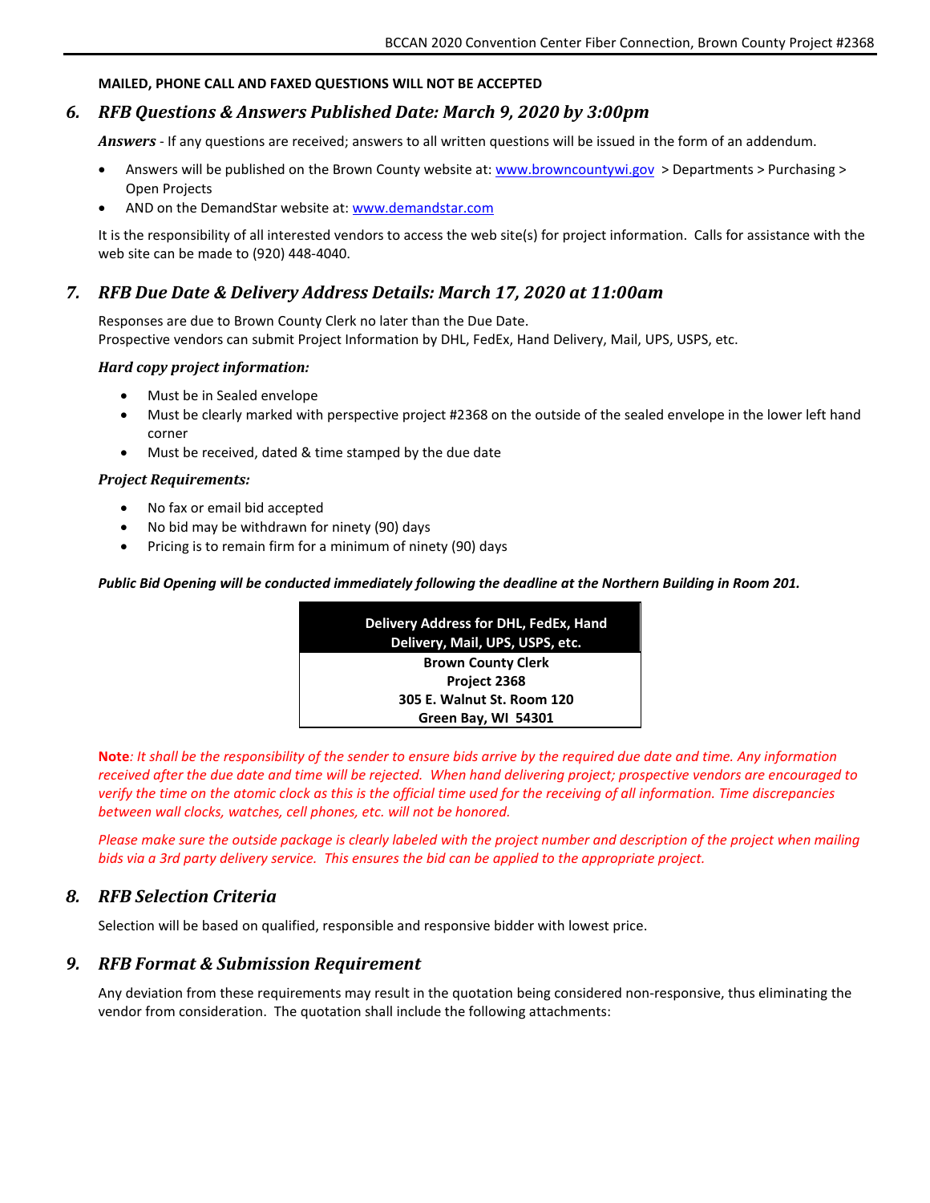**MAILED, PHONE CALL AND FAXED QUESTIONS WILL NOT BE ACCEPTED**

## *6. RFB Questions & Answers Published Date: March 9, 2020 by 3:00pm*

***Answers*** - If any questions are received; answers to all written questions will be issued in the form of an addendum.

- Answers will be published on the Brown County website at: www.browncountywi.gov > Departments > Purchasing > Open Projects
- AND on the DemandStar website at: www.demandstar.com

It is the responsibility of all interested vendors to access the web site(s) for project information. Calls for assistance with the web site can be made to (920) 448-4040.

## *7. RFB Due Date & Delivery Address Details: March 17, 2020 at 11:00am*

Responses are due to Brown County Clerk no later than the Due Date.
Prospective vendors can submit Project Information by DHL, FedEx, Hand Delivery, Mail, UPS, USPS, etc.

***Hard copy project information:***

- Must be in Sealed envelope
- Must be clearly marked with perspective project #2368 on the outside of the sealed envelope in the lower left hand corner
- Must be received, dated & time stamped by the due date

***Project Requirements:***

- No fax or email bid accepted
- No bid may be withdrawn for ninety (90) days
- Pricing is to remain firm for a minimum of ninety (90) days

***Public Bid Opening will be conducted immediately following the deadline at the Northern Building in Room 201.***

| **Delivery Address for DHL, FedEx, Hand Delivery, Mail, UPS, USPS, etc.** |
|---|
| **Brown County Clerk**<br>**Project 2368**<br>**305 E. Walnut St. Room 120**<br>**Green Bay, WI 54301** |

**Note***: It shall be the responsibility of the sender to ensure bids arrive by the required due date and time. Any information received after the due date and time will be rejected. When hand delivering project; prospective vendors are encouraged to verify the time on the atomic clock as this is the official time used for the receiving of all information. Time discrepancies between wall clocks, watches, cell phones, etc. will not be honored.*

*Please make sure the outside package is clearly labeled with the project number and description of the project when mailing bids via a 3rd party delivery service. This ensures the bid can be applied to the appropriate project.*

## *8. RFB Selection Criteria*

Selection will be based on qualified, responsible and responsive bidder with lowest price.

## *9. RFB Format & Submission Requirement*

Any deviation from these requirements may result in the quotation being considered non-responsive, thus eliminating the vendor from consideration. The quotation shall include the following attachments: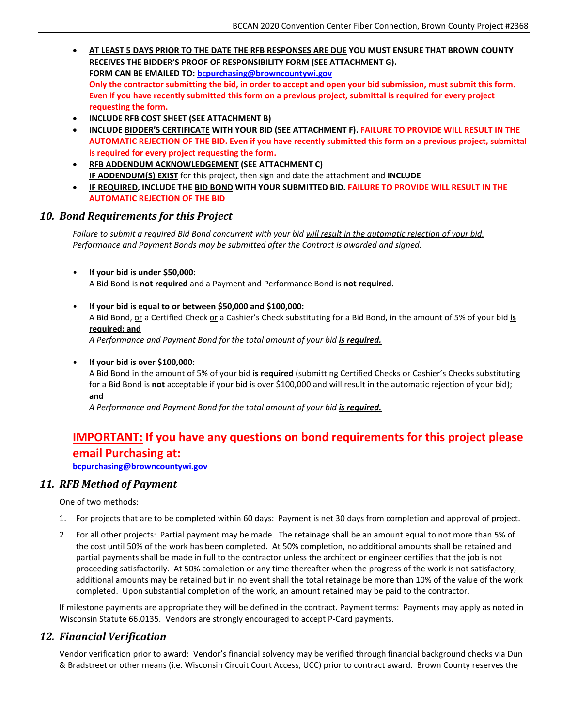- **AT LEAST 5 DAYS PRIOR TO THE DATE THE RFB RESPONSES ARE DUE YOU MUST ENSURE THAT BROWN COUNTY RECEIVES THE BIDDER'S PROOF OF RESPONSIBILITY FORM (SEE ATTACHMENT G).**
  **FORM CAN BE EMAILED TO: bcpurchasing@browncountywi.gov**
  **Only the contractor submitting the bid, in order to accept and open your bid submission, must submit this form. Even if you have recently submitted this form on a previous project, submittal is required for every project requesting the form.**
- **INCLUDE RFB COST SHEET (SEE ATTACHMENT B)**
- **INCLUDE BIDDER'S CERTIFICATE WITH YOUR BID (SEE ATTACHMENT F). FAILURE TO PROVIDE WILL RESULT IN THE AUTOMATIC REJECTION OF THE BID. Even if you have recently submitted this form on a previous project, submittal is required for every project requesting the form.**
- **RFB ADDENDUM ACKNOWLEDGEMENT (SEE ATTACHMENT C)**
  **IF ADDENDUM(S) EXIST** for this project, then sign and date the attachment and **INCLUDE**
- **IF REQUIRED, INCLUDE THE BID BOND WITH YOUR SUBMITTED BID. FAILURE TO PROVIDE WILL RESULT IN THE AUTOMATIC REJECTION OF THE BID**

## *10. Bond Requirements for this Project*

*Failure to submit a required Bid Bond concurrent with your bid will result in the automatic rejection of your bid. Performance and Payment Bonds may be submitted after the Contract is awarded and signed.*

- **If your bid is under $50,000:**
  A Bid Bond is **not required** and a Payment and Performance Bond is **not required.**

- **If your bid is equal to or between $50,000 and $100,000:**
  A Bid Bond, or a Certified Check or a Cashier's Check substituting for a Bid Bond, in the amount of 5% of your bid **is required; and**
  *A Performance and Payment Bond for the total amount of your bid **is required.***

- **If your bid is over $100,000:**
  A Bid Bond in the amount of 5% of your bid **is required** (submitting Certified Checks or Cashier's Checks substituting for a Bid Bond is **not** acceptable if your bid is over $100,000 and will result in the automatic rejection of your bid); **and**
  *A Performance and Payment Bond for the total amount of your bid **is required.***

### IMPORTANT: If you have any questions on bond requirements for this project please email Purchasing at:

**bcpurchasing@browncountywi.gov**

## *11. RFB Method of Payment*

One of two methods:

1. For projects that are to be completed within 60 days: Payment is net 30 days from completion and approval of project.
2. For all other projects: Partial payment may be made. The retainage shall be an amount equal to not more than 5% of the cost until 50% of the work has been completed. At 50% completion, no additional amounts shall be retained and partial payments shall be made in full to the contractor unless the architect or engineer certifies that the job is not proceeding satisfactorily. At 50% completion or any time thereafter when the progress of the work is not satisfactory, additional amounts may be retained but in no event shall the total retainage be more than 10% of the value of the work completed. Upon substantial completion of the work, an amount retained may be paid to the contractor.

If milestone payments are appropriate they will be defined in the contract. Payment terms: Payments may apply as noted in Wisconsin Statute 66.0135. Vendors are strongly encouraged to accept P-Card payments.

## *12. Financial Verification*

Vendor verification prior to award: Vendor's financial solvency may be verified through financial background checks via Dun & Bradstreet or other means (i.e. Wisconsin Circuit Court Access, UCC) prior to contract award. Brown County reserves the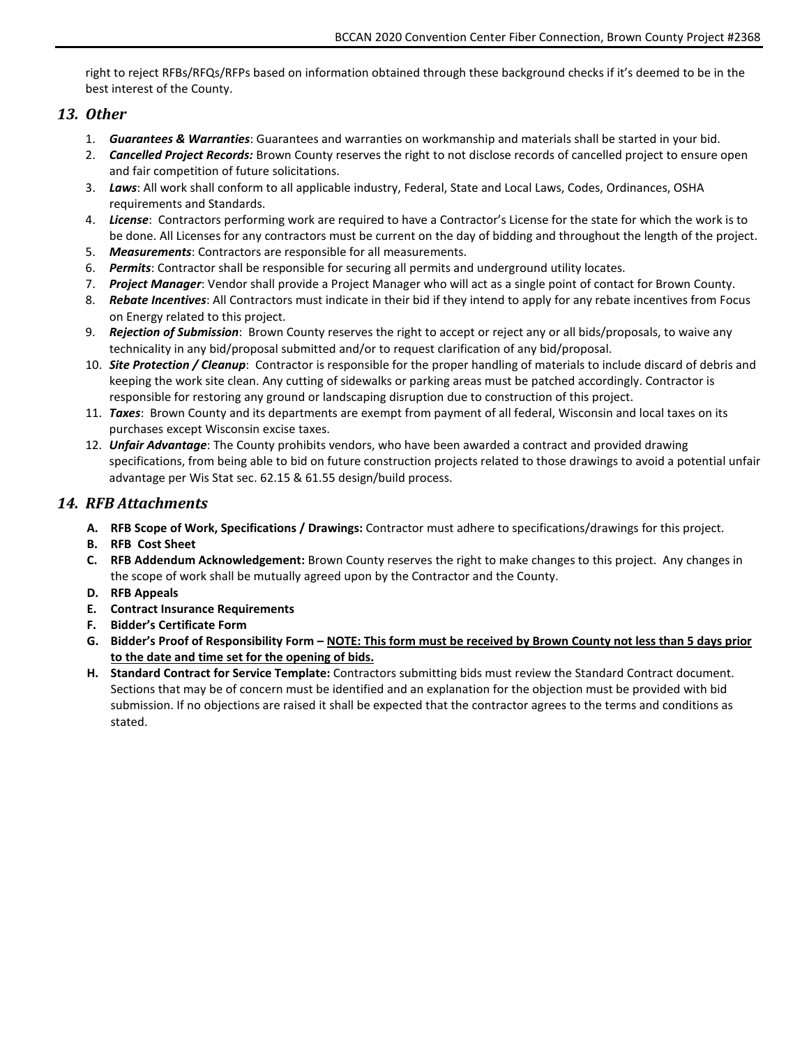right to reject RFBs/RFQs/RFPs based on information obtained through these background checks if it's deemed to be in the best interest of the County.

## *13. Other*

1. ***Guarantees & Warranties***: Guarantees and warranties on workmanship and materials shall be started in your bid.
2. ***Cancelled Project Records:*** Brown County reserves the right to not disclose records of cancelled project to ensure open and fair competition of future solicitations.
3. ***Laws***: All work shall conform to all applicable industry, Federal, State and Local Laws, Codes, Ordinances, OSHA requirements and Standards.
4. ***License***: Contractors performing work are required to have a Contractor's License for the state for which the work is to be done. All Licenses for any contractors must be current on the day of bidding and throughout the length of the project.
5. ***Measurements***: Contractors are responsible for all measurements.
6. ***Permits***: Contractor shall be responsible for securing all permits and underground utility locates.
7. ***Project Manager***: Vendor shall provide a Project Manager who will act as a single point of contact for Brown County.
8. ***Rebate Incentives***: All Contractors must indicate in their bid if they intend to apply for any rebate incentives from Focus on Energy related to this project.
9. ***Rejection of Submission***: Brown County reserves the right to accept or reject any or all bids/proposals, to waive any technicality in any bid/proposal submitted and/or to request clarification of any bid/proposal.
10. ***Site Protection / Cleanup***: Contractor is responsible for the proper handling of materials to include discard of debris and keeping the work site clean. Any cutting of sidewalks or parking areas must be patched accordingly. Contractor is responsible for restoring any ground or landscaping disruption due to construction of this project.
11. ***Taxes***: Brown County and its departments are exempt from payment of all federal, Wisconsin and local taxes on its purchases except Wisconsin excise taxes.
12. ***Unfair Advantage***: The County prohibits vendors, who have been awarded a contract and provided drawing specifications, from being able to bid on future construction projects related to those drawings to avoid a potential unfair advantage per Wis Stat sec. 62.15 & 61.55 design/build process.

## *14. RFB Attachments*

- **A. RFB Scope of Work, Specifications / Drawings:** Contractor must adhere to specifications/drawings for this project.
- **B. RFB Cost Sheet**
- **C. RFB Addendum Acknowledgement:** Brown County reserves the right to make changes to this project. Any changes in the scope of work shall be mutually agreed upon by the Contractor and the County.
- **D. RFB Appeals**
- **E. Contract Insurance Requirements**
- **F. Bidder's Certificate Form**
- **G. Bidder's Proof of Responsibility Form – NOTE: This form must be received by Brown County not less than 5 days prior to the date and time set for the opening of bids.**
- **H. Standard Contract for Service Template:** Contractors submitting bids must review the Standard Contract document. Sections that may be of concern must be identified and an explanation for the objection must be provided with bid submission. If no objections are raised it shall be expected that the contractor agrees to the terms and conditions as stated.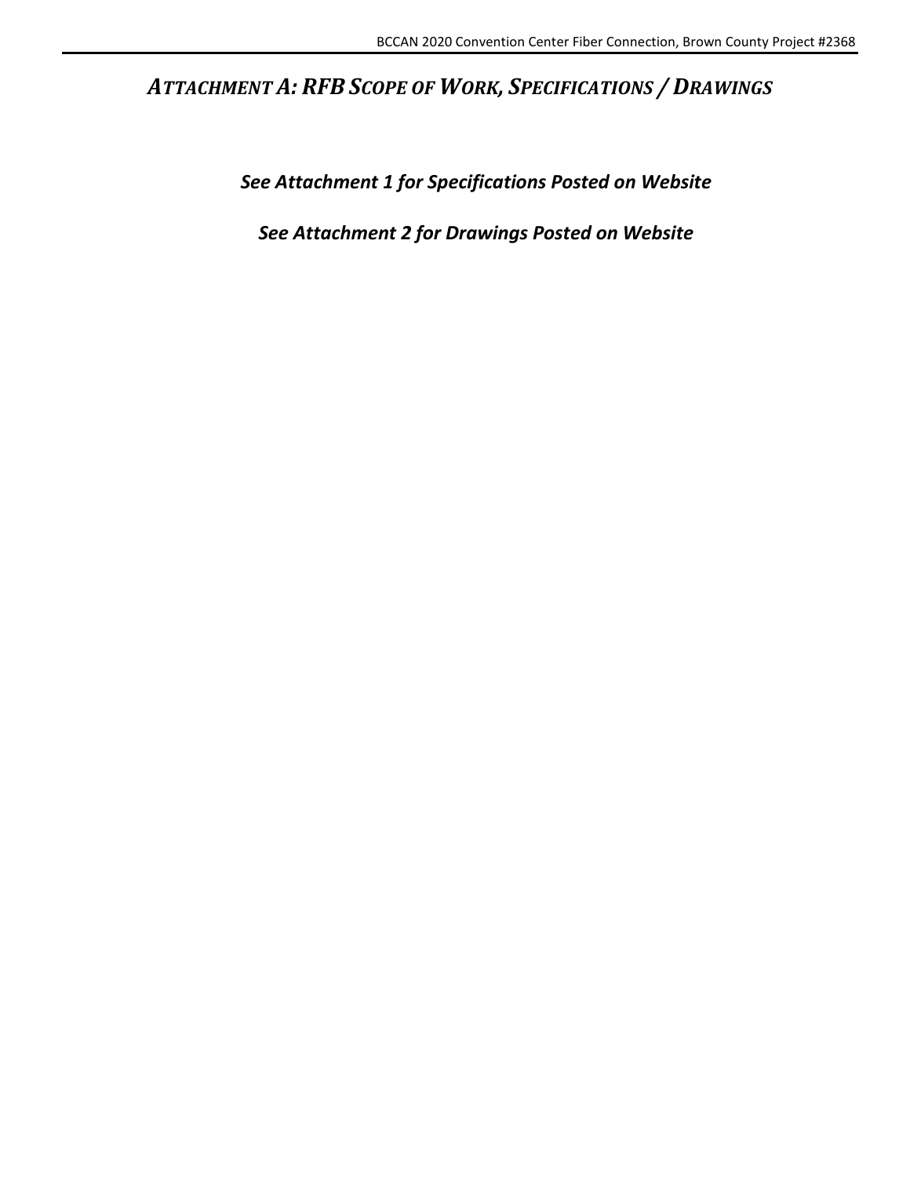# *Attachment A: RFB Scope of Work, Specifications / Drawings*

***See Attachment 1 for Specifications Posted on Website***

***See Attachment 2 for Drawings Posted on Website***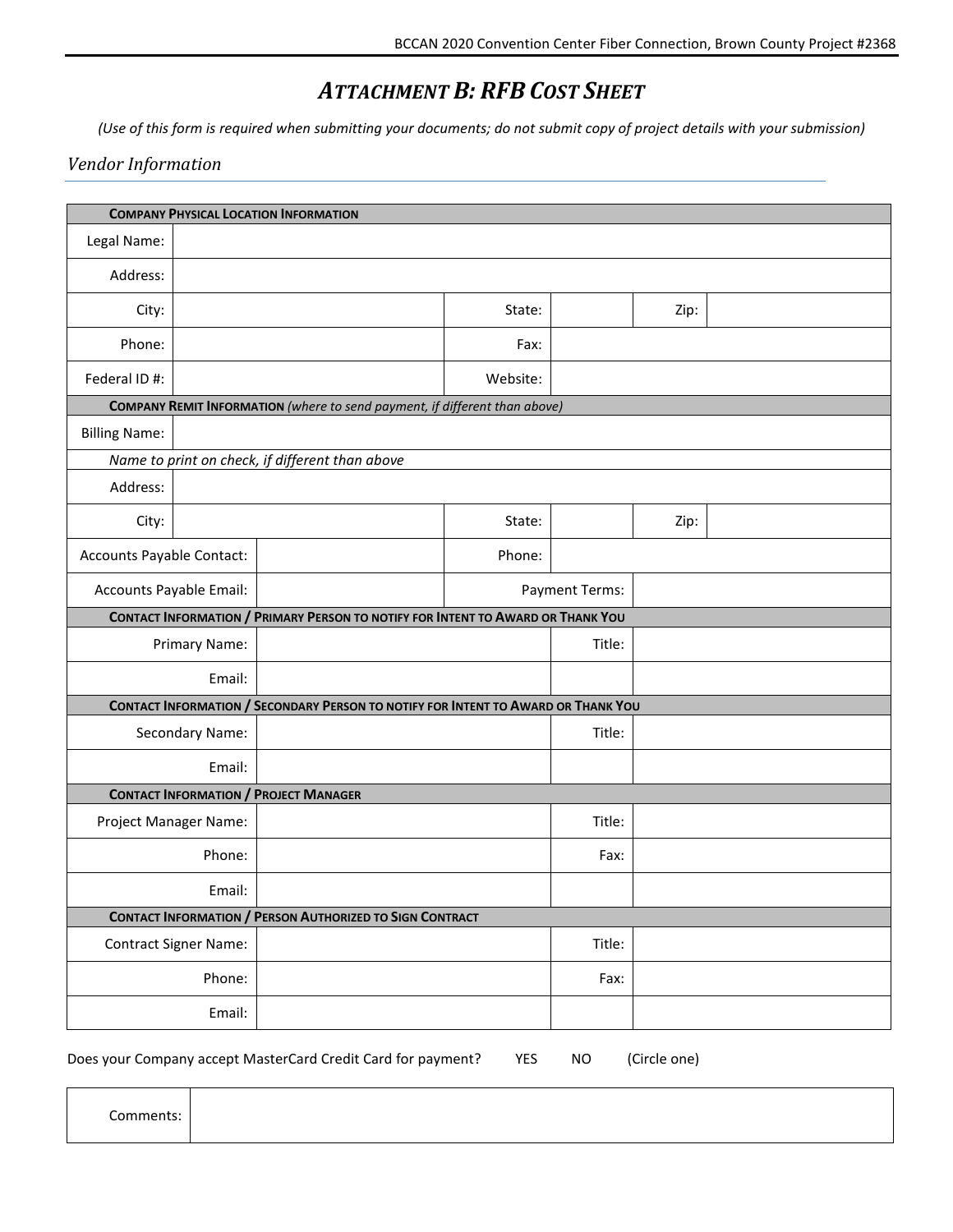# *Attachment B: RFB Cost Sheet*

*(Use of this form is required when submitting your documents; do not submit copy of project details with your submission)*

## *Vendor Information*

| **Company Physical Location Information** | | | | | |
|---|---|---|---|---|---|
| Legal Name: | | | | | |
| Address: | | | | | |
| City: | | State: | | Zip: | |
| Phone: | | Fax: | | | |
| Federal ID #: | | Website: | | | |
| **Company Remit Information** *(where to send payment, if different than above)* | | | | | |
| Billing Name: | | | | | |
| *Name to print on check, if different than above* | | | | | |
| Address: | | | | | |
| City: | | State: | | Zip: | |
| Accounts Payable Contact: | | Phone: | | | |
| Accounts Payable Email: | | Payment Terms: | | | |
| **Contact Information / Primary Person to notify for Intent to Award or Thank You** | | | | | |
| Primary Name: | | Title: | | | |
| Email: | | | | | |
| **Contact Information / Secondary Person to notify for Intent to Award or Thank You** | | | | | |
| Secondary Name: | | Title: | | | |
| Email: | | | | | |
| **Contact Information / Project Manager** | | | | | |
| Project Manager Name: | | Title: | | | |
| Phone: | | Fax: | | | |
| Email: | | | | | |
| **Contact Information / Person Authorized to Sign Contract** | | | | | |
| Contract Signer Name: | | Title: | | | |
| Phone: | | Fax: | | | |
| Email: | | | | | |

Does your Company accept MasterCard Credit Card for payment? YES NO (Circle one)

| Comments: | |
|---|---|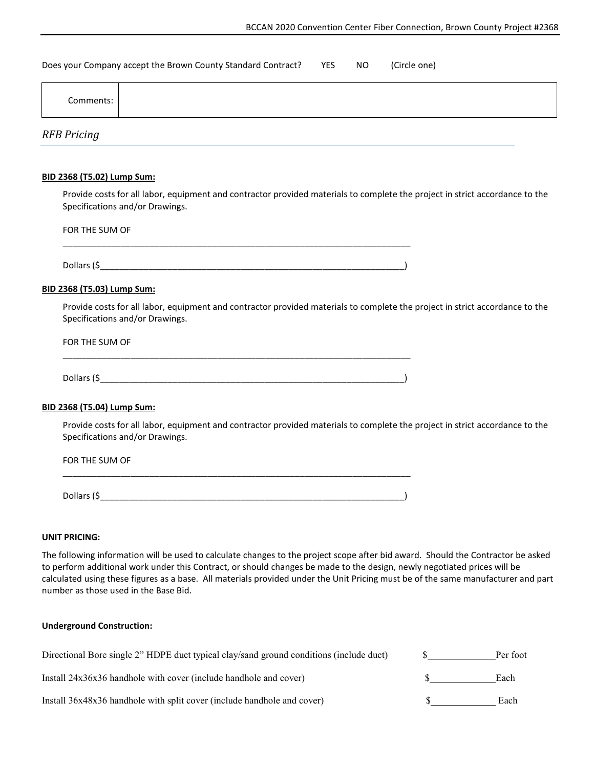Does your Company accept the Brown County Standard Contract? YES NO (Circle one)

| Comments: | |
|---|---|

## *RFB Pricing*

**BID 2368 (T5.02) Lump Sum:**

Provide costs for all labor, equipment and contractor provided materials to complete the project in strict accordance to the Specifications and/or Drawings.

FOR THE SUM OF

___________________________________________________________________________

Dollars ($_________________________________________________________________)

**BID 2368 (T5.03) Lump Sum:**

Provide costs for all labor, equipment and contractor provided materials to complete the project in strict accordance to the Specifications and/or Drawings.

FOR THE SUM OF

___________________________________________________________________________

Dollars ($_________________________________________________________________)

**BID 2368 (T5.04) Lump Sum:**

Provide costs for all labor, equipment and contractor provided materials to complete the project in strict accordance to the Specifications and/or Drawings.

FOR THE SUM OF

___________________________________________________________________________

Dollars ($_________________________________________________________________)

**UNIT PRICING:**

The following information will be used to calculate changes to the project scope after bid award. Should the Contractor be asked to perform additional work under this Contract, or should changes be made to the design, newly negotiated prices will be calculated using these figures as a base. All materials provided under the Unit Pricing must be of the same manufacturer and part number as those used in the Base Bid.

**Underground Construction:**

Directional Bore single 2" HDPE duct typical clay/sand ground conditions (include duct) $_____________ Per foot

Install 24x36x36 handhole with cover (include handhole and cover) $_____________ Each

Install 36x48x36 handhole with split cover (include handhole and cover) $_____________ Each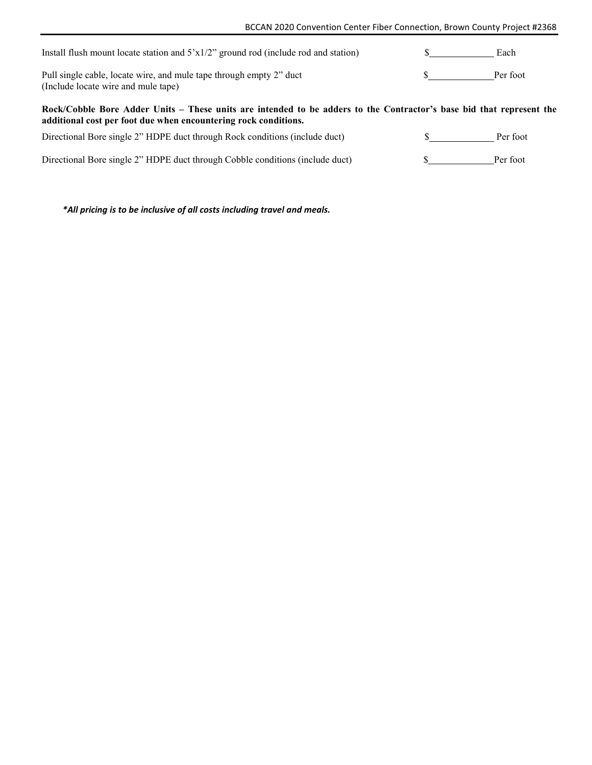Install flush mount locate station and 5’x1/2” ground rod (include rod and station) $\_\_\_\_\_\_\_\_\_\_ Each

Pull single cable, locate wire, and mule tape through empty 2” duct (Include locate wire and mule tape) $\_\_\_\_\_\_\_\_\_\_ Per foot

**Rock/Cobble Bore Adder Units – These units are intended to be adders to the Contractor’s base bid that represent the additional cost per foot due when encountering rock conditions.**

Directional Bore single 2” HDPE duct through Rock conditions (include duct) $\_\_\_\_\_\_\_\_\_\_ Per foot

Directional Bore single 2” HDPE duct through Cobble conditions (include duct) $\_\_\_\_\_\_\_\_\_\_ Per foot

***All pricing is to be inclusive of all costs including travel and meals.***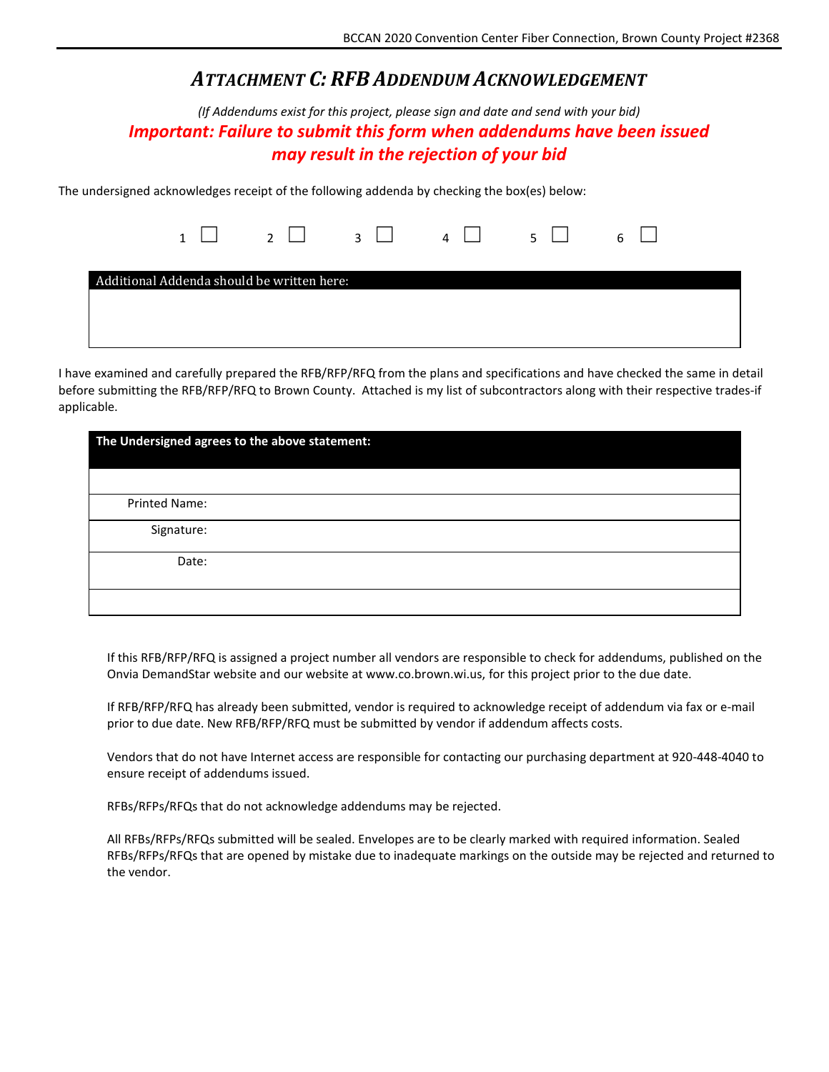# *ATTACHMENT C: RFB ADDENDUM ACKNOWLEDGEMENT*

*(If Addendums exist for this project, please sign and date and send with your bid)*

***Important: Failure to submit this form when addendums have been issued may result in the rejection of your bid***

The undersigned acknowledges receipt of the following addenda by checking the box(es) below:

1 ☐ 2 ☐ 3 ☐ 4 ☐ 5 ☐ 6 ☐

| Additional Addenda should be written here: |
| --- |
| |

I have examined and carefully prepared the RFB/RFP/RFQ from the plans and specifications and have checked the same in detail before submitting the RFB/RFP/RFQ to Brown County. Attached is my list of subcontractors along with their respective trades-if applicable.

| **The Undersigned agrees to the above statement:** | |
| --- | --- |
| | |
| Printed Name: | |
| Signature: | |
| Date: | |
| | |

If this RFB/RFP/RFQ is assigned a project number all vendors are responsible to check for addendums, published on the Onvia DemandStar website and our website at www.co.brown.wi.us, for this project prior to the due date.

If RFB/RFP/RFQ has already been submitted, vendor is required to acknowledge receipt of addendum via fax or e-mail prior to due date. New RFB/RFP/RFQ must be submitted by vendor if addendum affects costs.

Vendors that do not have Internet access are responsible for contacting our purchasing department at 920-448-4040 to ensure receipt of addendums issued.

RFBs/RFPs/RFQs that do not acknowledge addendums may be rejected.

All RFBs/RFPs/RFQs submitted will be sealed. Envelopes are to be clearly marked with required information. Sealed RFBs/RFPs/RFQs that are opened by mistake due to inadequate markings on the outside may be rejected and returned to the vendor.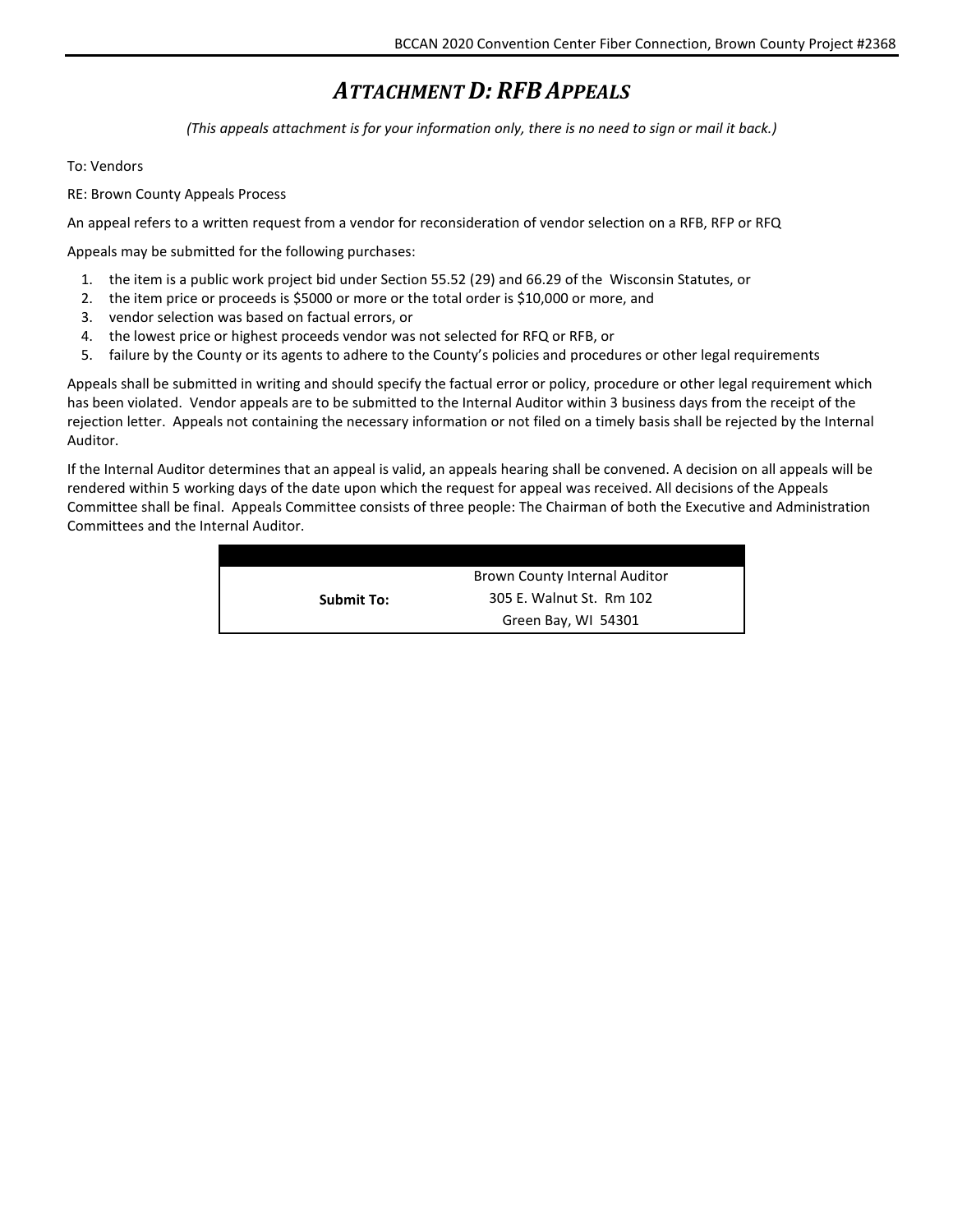# *ATTACHMENT D: RFB APPEALS*

*(This appeals attachment is for your information only, there is no need to sign or mail it back.)*

To: Vendors

RE: Brown County Appeals Process

An appeal refers to a written request from a vendor for reconsideration of vendor selection on a RFB, RFP or RFQ

Appeals may be submitted for the following purchases:

1. the item is a public work project bid under Section 55.52 (29) and 66.29 of the Wisconsin Statutes, or
2. the item price or proceeds is $5000 or more or the total order is $10,000 or more, and
3. vendor selection was based on factual errors, or
4. the lowest price or highest proceeds vendor was not selected for RFQ or RFB, or
5. failure by the County or its agents to adhere to the County's policies and procedures or other legal requirements

Appeals shall be submitted in writing and should specify the factual error or policy, procedure or other legal requirement which has been violated. Vendor appeals are to be submitted to the Internal Auditor within 3 business days from the receipt of the rejection letter. Appeals not containing the necessary information or not filed on a timely basis shall be rejected by the Internal Auditor.

If the Internal Auditor determines that an appeal is valid, an appeals hearing shall be convened. A decision on all appeals will be rendered within 5 working days of the date upon which the request for appeal was received. All decisions of the Appeals Committee shall be final. Appeals Committee consists of three people: The Chairman of both the Executive and Administration Committees and the Internal Auditor.

| | |
|---|---|
| **Submit To:** | Brown County Internal Auditor<br>305 E. Walnut St. Rm 102<br>Green Bay, WI 54301 |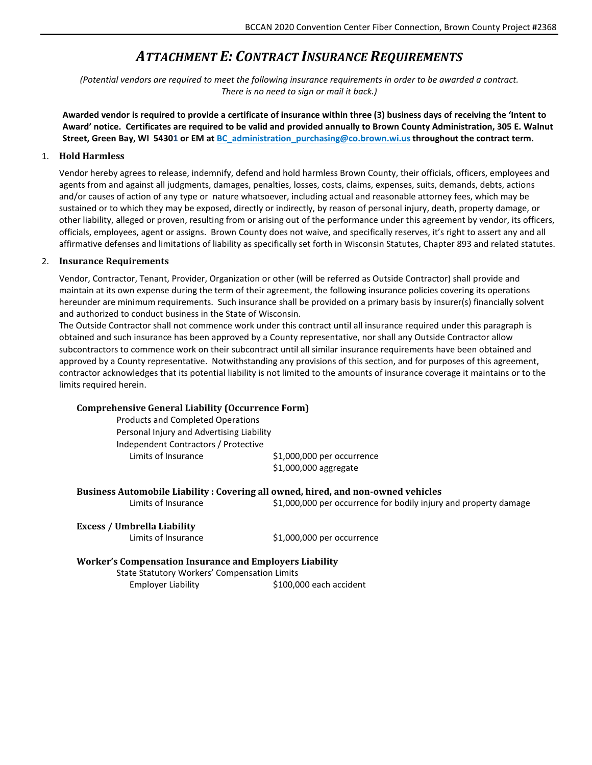# *ATTACHMENT E: CONTRACT INSURANCE REQUIREMENTS*

*(Potential vendors are required to meet the following insurance requirements in order to be awarded a contract. There is no need to sign or mail it back.)*

**Awarded vendor is required to provide a certificate of insurance within three (3) business days of receiving the 'Intent to Award' notice. Certificates are required to be valid and provided annually to Brown County Administration, 305 E. Walnut Street, Green Bay, WI 54301 or EM at BC_administration_purchasing@co.brown.wi.us throughout the contract term.**

1. **Hold Harmless**

   Vendor hereby agrees to release, indemnify, defend and hold harmless Brown County, their officials, officers, employees and agents from and against all judgments, damages, penalties, losses, costs, claims, expenses, suits, demands, debts, actions and/or causes of action of any type or nature whatsoever, including actual and reasonable attorney fees, which may be sustained or to which they may be exposed, directly or indirectly, by reason of personal injury, death, property damage, or other liability, alleged or proven, resulting from or arising out of the performance under this agreement by vendor, its officers, officials, employees, agent or assigns. Brown County does not waive, and specifically reserves, it's right to assert any and all affirmative defenses and limitations of liability as specifically set forth in Wisconsin Statutes, Chapter 893 and related statutes.

2. **Insurance Requirements**

   Vendor, Contractor, Tenant, Provider, Organization or other (will be referred as Outside Contractor) shall provide and maintain at its own expense during the term of their agreement, the following insurance policies covering its operations hereunder are minimum requirements. Such insurance shall be provided on a primary basis by insurer(s) financially solvent and authorized to conduct business in the State of Wisconsin.
   The Outside Contractor shall not commence work under this contract until all insurance required under this paragraph is obtained and such insurance has been approved by a County representative, nor shall any Outside Contractor allow subcontractors to commence work on their subcontract until all similar insurance requirements have been obtained and approved by a County representative. Notwithstanding any provisions of this section, and for purposes of this agreement, contractor acknowledges that its potential liability is not limited to the amounts of insurance coverage it maintains or to the limits required herein.

   **Comprehensive General Liability (Occurrence Form)**
   - Products and Completed Operations
   - Personal Injury and Advertising Liability
   - Independent Contractors / Protective
     - Limits of Insurance: $1,000,000 per occurrence; $1,000,000 aggregate

   **Business Automobile Liability : Covering all owned, hired, and non-owned vehicles**
   - Limits of Insurance: $1,000,000 per occurrence for bodily injury and property damage

   **Excess / Umbrella Liability**
   - Limits of Insurance: $1,000,000 per occurrence

   **Worker's Compensation Insurance and Employers Liability**
   - State Statutory Workers' Compensation Limits
     - Employer Liability: $100,000 each accident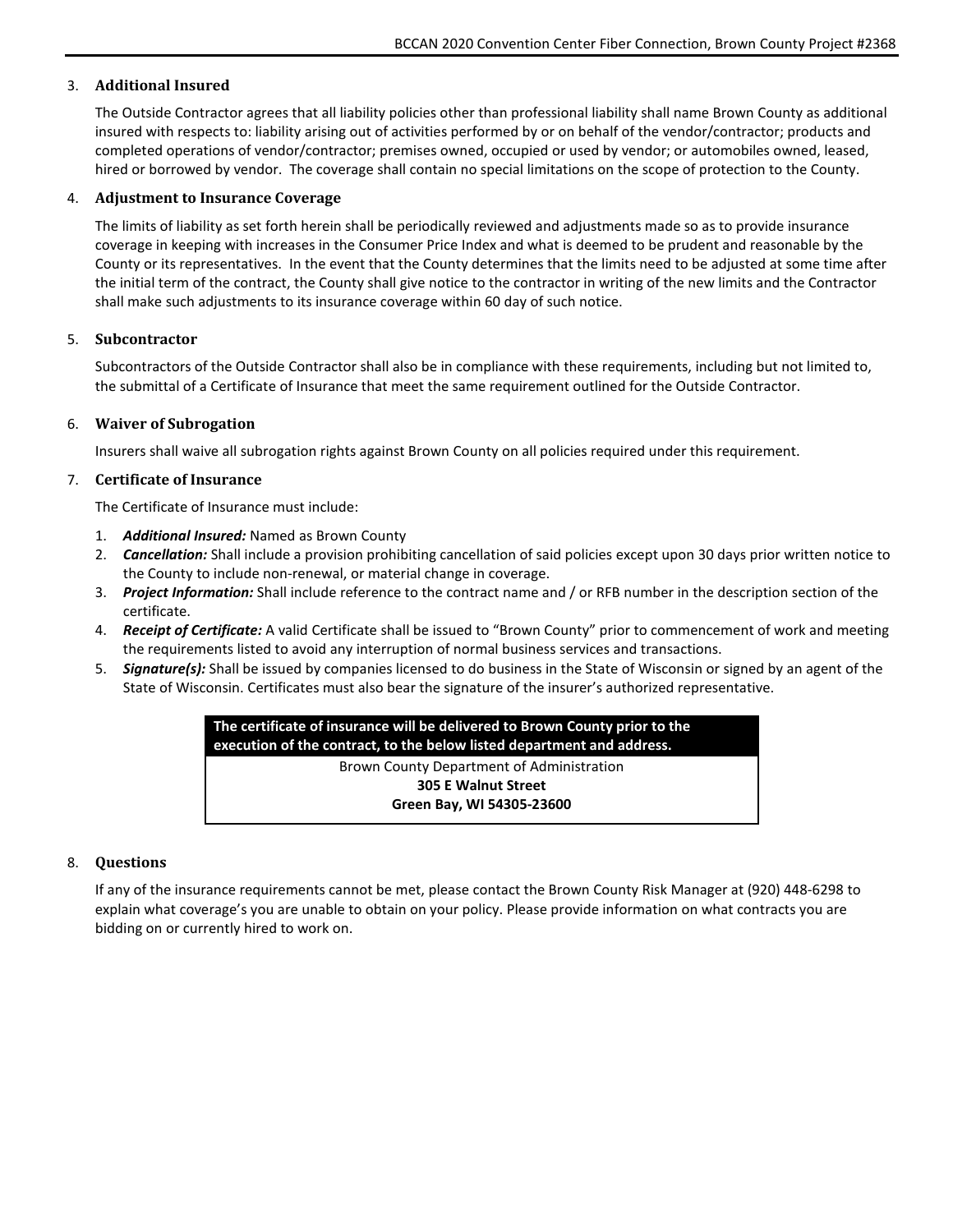3. **Additional Insured**

   The Outside Contractor agrees that all liability policies other than professional liability shall name Brown County as additional insured with respects to: liability arising out of activities performed by or on behalf of the vendor/contractor; products and completed operations of vendor/contractor; premises owned, occupied or used by vendor; or automobiles owned, leased, hired or borrowed by vendor. The coverage shall contain no special limitations on the scope of protection to the County.

4. **Adjustment to Insurance Coverage**

   The limits of liability as set forth herein shall be periodically reviewed and adjustments made so as to provide insurance coverage in keeping with increases in the Consumer Price Index and what is deemed to be prudent and reasonable by the County or its representatives. In the event that the County determines that the limits need to be adjusted at some time after the initial term of the contract, the County shall give notice to the contractor in writing of the new limits and the Contractor shall make such adjustments to its insurance coverage within 60 day of such notice.

5. **Subcontractor**

   Subcontractors of the Outside Contractor shall also be in compliance with these requirements, including but not limited to, the submittal of a Certificate of Insurance that meet the same requirement outlined for the Outside Contractor.

6. **Waiver of Subrogation**

   Insurers shall waive all subrogation rights against Brown County on all policies required under this requirement.

7. **Certificate of Insurance**

   The Certificate of Insurance must include:

   1. ***Additional Insured:*** Named as Brown County
   2. ***Cancellation:*** Shall include a provision prohibiting cancellation of said policies except upon 30 days prior written notice to the County to include non-renewal, or material change in coverage.
   3. ***Project Information:*** Shall include reference to the contract name and / or RFB number in the description section of the certificate.
   4. ***Receipt of Certificate:*** A valid Certificate shall be issued to "Brown County" prior to commencement of work and meeting the requirements listed to avoid any interruption of normal business services and transactions.
   5. ***Signature(s):*** Shall be issued by companies licensed to do business in the State of Wisconsin or signed by an agent of the State of Wisconsin. Certificates must also bear the signature of the insurer's authorized representative.

| **The certificate of insurance will be delivered to Brown County prior to the execution of the contract, to the below listed department and address.** |
|---|
| Brown County Department of Administration<br>**305 E Walnut Street**<br>**Green Bay, WI 54305-23600** |

8. **Questions**

   If any of the insurance requirements cannot be met, please contact the Brown County Risk Manager at (920) 448-6298 to explain what coverage's you are unable to obtain on your policy. Please provide information on what contracts you are bidding on or currently hired to work on.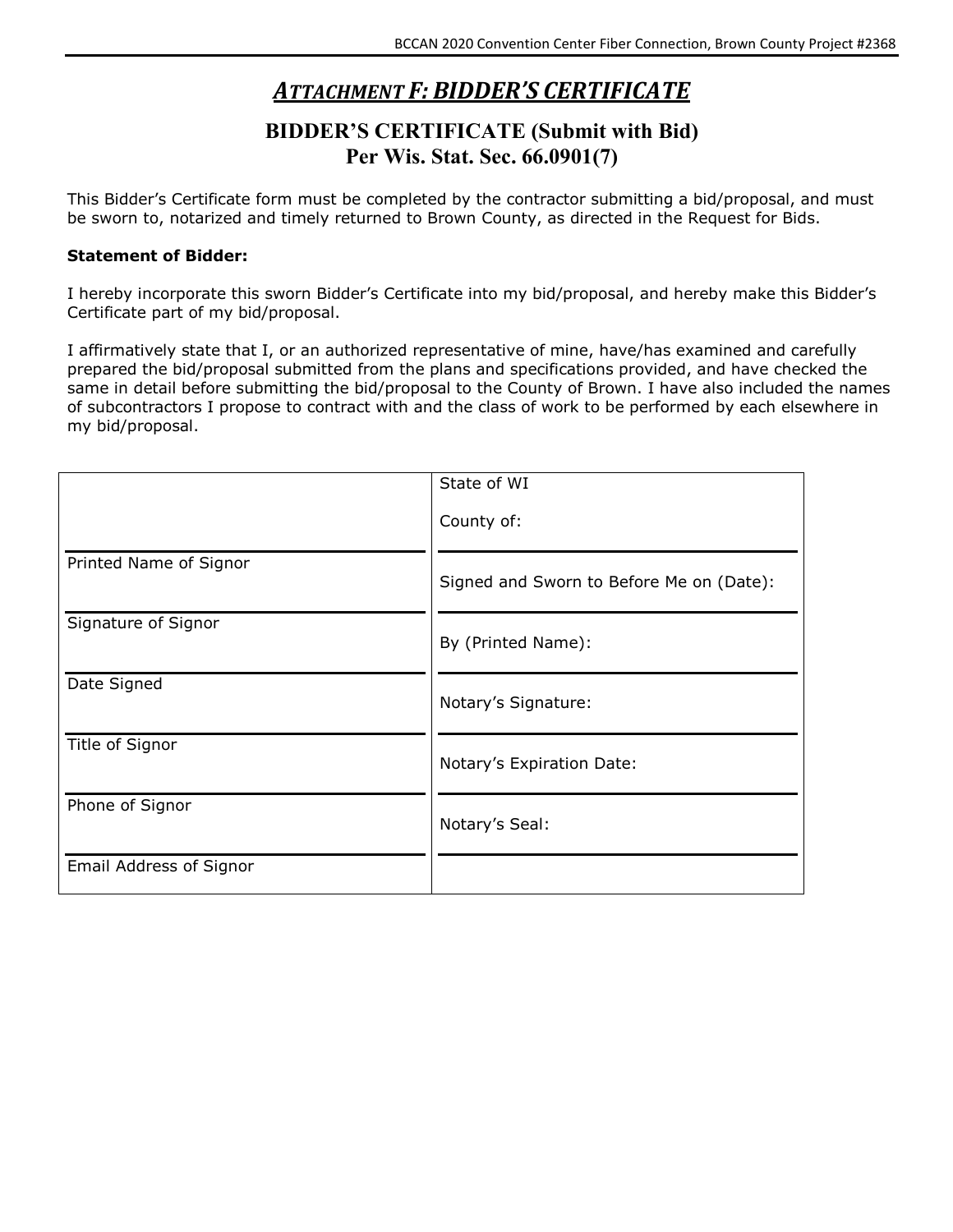# *ATTACHMENT F: BIDDER'S CERTIFICATE*

## BIDDER'S CERTIFICATE (Submit with Bid)
## Per Wis. Stat. Sec. 66.0901(7)

This Bidder's Certificate form must be completed by the contractor submitting a bid/proposal, and must be sworn to, notarized and timely returned to Brown County, as directed in the Request for Bids.

**Statement of Bidder:**

I hereby incorporate this sworn Bidder's Certificate into my bid/proposal, and hereby make this Bidder's Certificate part of my bid/proposal.

I affirmatively state that I, or an authorized representative of mine, have/has examined and carefully prepared the bid/proposal submitted from the plans and specifications provided, and have checked the same in detail before submitting the bid/proposal to the County of Brown. I have also included the names of subcontractors I propose to contract with and the class of work to be performed by each elsewhere in my bid/proposal.

| | State of WI<br>County of: |
|---|---|
| Printed Name of Signor | Signed and Sworn to Before Me on (Date): |
| Signature of Signor | By (Printed Name): |
| Date Signed | Notary's Signature: |
| Title of Signor | Notary's Expiration Date: |
| Phone of Signor | Notary's Seal: |
| Email Address of Signor | |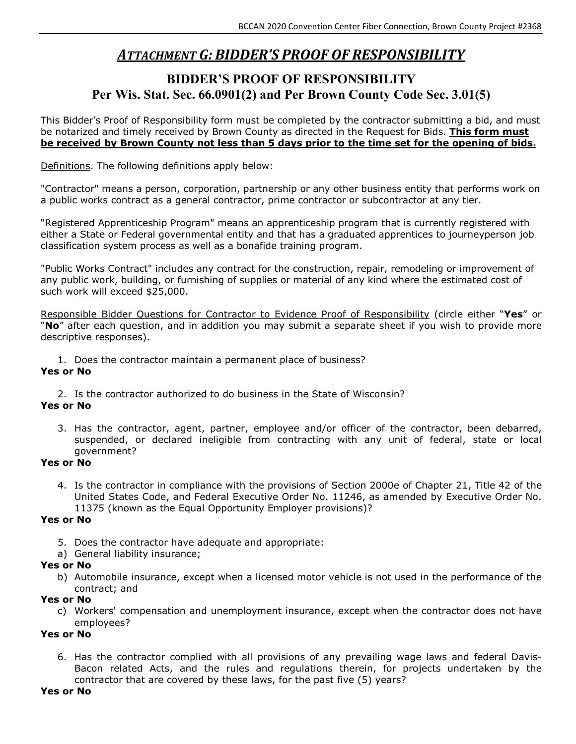# *ATTACHMENT G: BIDDER'S PROOF OF RESPONSIBILITY*

## BIDDER'S PROOF OF RESPONSIBILITY
## Per Wis. Stat. Sec. 66.0901(2) and Per Brown County Code Sec. 3.01(5)

This Bidder's Proof of Responsibility form must be completed by the contractor submitting a bid, and must be notarized and timely received by Brown County as directed in the Request for Bids. **This form must be received by Brown County not less than 5 days prior to the time set for the opening of bids.**

Definitions. The following definitions apply below:

"Contractor" means a person, corporation, partnership or any other business entity that performs work on a public works contract as a general contractor, prime contractor or subcontractor at any tier.

"Registered Apprenticeship Program" means an apprenticeship program that is currently registered with either a State or Federal governmental entity and that has a graduated apprentices to journeyperson job classification system process as well as a bonafide training program.

"Public Works Contract" includes any contract for the construction, repair, remodeling or improvement of any public work, building, or furnishing of supplies or material of any kind where the estimated cost of such work will exceed $25,000.

Responsible Bidder Questions for Contractor to Evidence Proof of Responsibility (circle either "**Yes**" or "**No**" after each question, and in addition you may submit a separate sheet if you wish to provide more descriptive responses).

1. Does the contractor maintain a permanent place of business?

**Yes or No**

2. Is the contractor authorized to do business in the State of Wisconsin?

**Yes or No**

3. Has the contractor, agent, partner, employee and/or officer of the contractor, been debarred, suspended, or declared ineligible from contracting with any unit of federal, state or local government?

**Yes or No**

4. Is the contractor in compliance with the provisions of Section 2000e of Chapter 21, Title 42 of the United States Code, and Federal Executive Order No. 11246, as amended by Executive Order No. 11375 (known as the Equal Opportunity Employer provisions)?

**Yes or No**

5. Does the contractor have adequate and appropriate:

a) General liability insurance;

**Yes or No**

b) Automobile insurance, except when a licensed motor vehicle is not used in the performance of the contract; and

**Yes or No**

c) Workers' compensation and unemployment insurance, except when the contractor does not have employees?

**Yes or No**

6. Has the contractor complied with all provisions of any prevailing wage laws and federal Davis-Bacon related Acts, and the rules and regulations therein, for projects undertaken by the contractor that are covered by these laws, for the past five (5) years?

**Yes or No**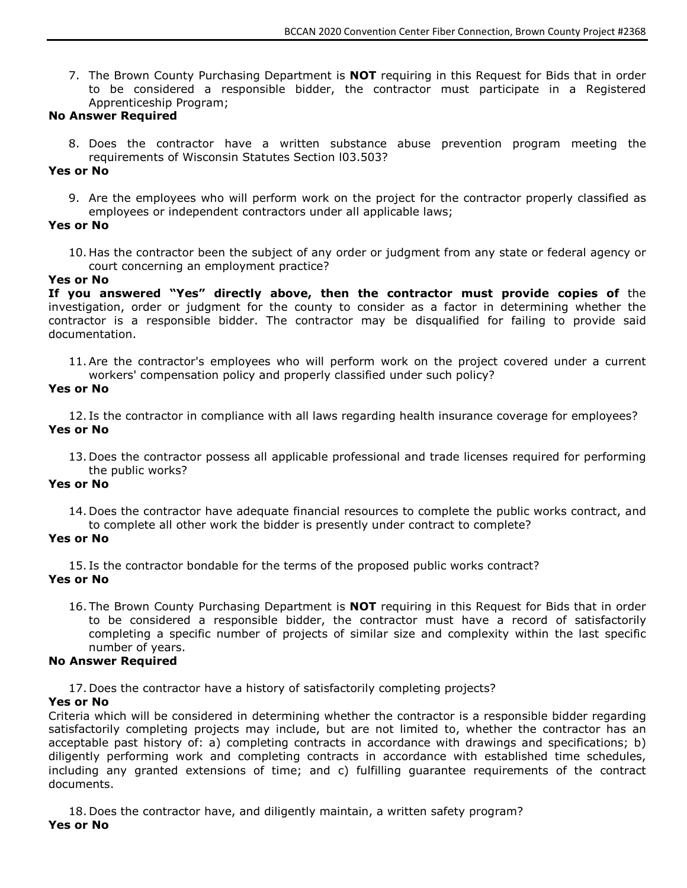7. The Brown County Purchasing Department is **NOT** requiring in this Request for Bids that in order to be considered a responsible bidder, the contractor must participate in a Registered Apprenticeship Program;

**No Answer Required**

8. Does the contractor have a written substance abuse prevention program meeting the requirements of Wisconsin Statutes Section I03.503?

**Yes or No**

9. Are the employees who will perform work on the project for the contractor properly classified as employees or independent contractors under all applicable laws;

**Yes or No**

10. Has the contractor been the subject of any order or judgment from any state or federal agency or court concerning an employment practice?

**Yes or No**

**If you answered "Yes" directly above, then the contractor must provide copies of** the investigation, order or judgment for the county to consider as a factor in determining whether the contractor is a responsible bidder. The contractor may be disqualified for failing to provide said documentation.

11. Are the contractor's employees who will perform work on the project covered under a current workers' compensation policy and properly classified under such policy?

**Yes or No**

12. Is the contractor in compliance with all laws regarding health insurance coverage for employees?

**Yes or No**

13. Does the contractor possess all applicable professional and trade licenses required for performing the public works?

**Yes or No**

14. Does the contractor have adequate financial resources to complete the public works contract, and to complete all other work the bidder is presently under contract to complete?

**Yes or No**

15. Is the contractor bondable for the terms of the proposed public works contract?

**Yes or No**

16. The Brown County Purchasing Department is **NOT** requiring in this Request for Bids that in order to be considered a responsible bidder, the contractor must have a record of satisfactorily completing a specific number of projects of similar size and complexity within the last specific number of years.

**No Answer Required**

17. Does the contractor have a history of satisfactorily completing projects?

**Yes or No**

Criteria which will be considered in determining whether the contractor is a responsible bidder regarding satisfactorily completing projects may include, but are not limited to, whether the contractor has an acceptable past history of: a) completing contracts in accordance with drawings and specifications; b) diligently performing work and completing contracts in accordance with established time schedules, including any granted extensions of time; and c) fulfilling guarantee requirements of the contract documents.

18. Does the contractor have, and diligently maintain, a written safety program?

**Yes or No**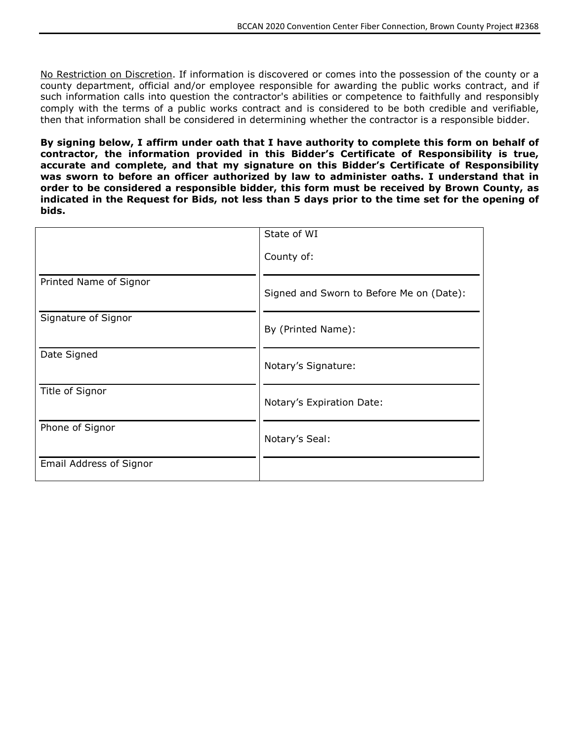<u>No Restriction on Discretion</u>. If information is discovered or comes into the possession of the county or a county department, official and/or employee responsible for awarding the public works contract, and if such information calls into question the contractor's abilities or competence to faithfully and responsibly comply with the terms of a public works contract and is considered to be both credible and verifiable, then that information shall be considered in determining whether the contractor is a responsible bidder.

**By signing below, I affirm under oath that I have authority to complete this form on behalf of contractor, the information provided in this Bidder's Certificate of Responsibility is true, accurate and complete, and that my signature on this Bidder's Certificate of Responsibility was sworn to before an officer authorized by law to administer oaths. I understand that in order to be considered a responsible bidder, this form must be received by Brown County, as indicated in the Request for Bids, not less than 5 days prior to the time set for the opening of bids.**

| | |
|---|---|
| | State of WI<br>County of: |
| Printed Name of Signor | Signed and Sworn to Before Me on (Date): |
| Signature of Signor | By (Printed Name): |
| Date Signed | Notary's Signature: |
| Title of Signor | Notary's Expiration Date: |
| Phone of Signor | Notary's Seal: |
| Email Address of Signor | |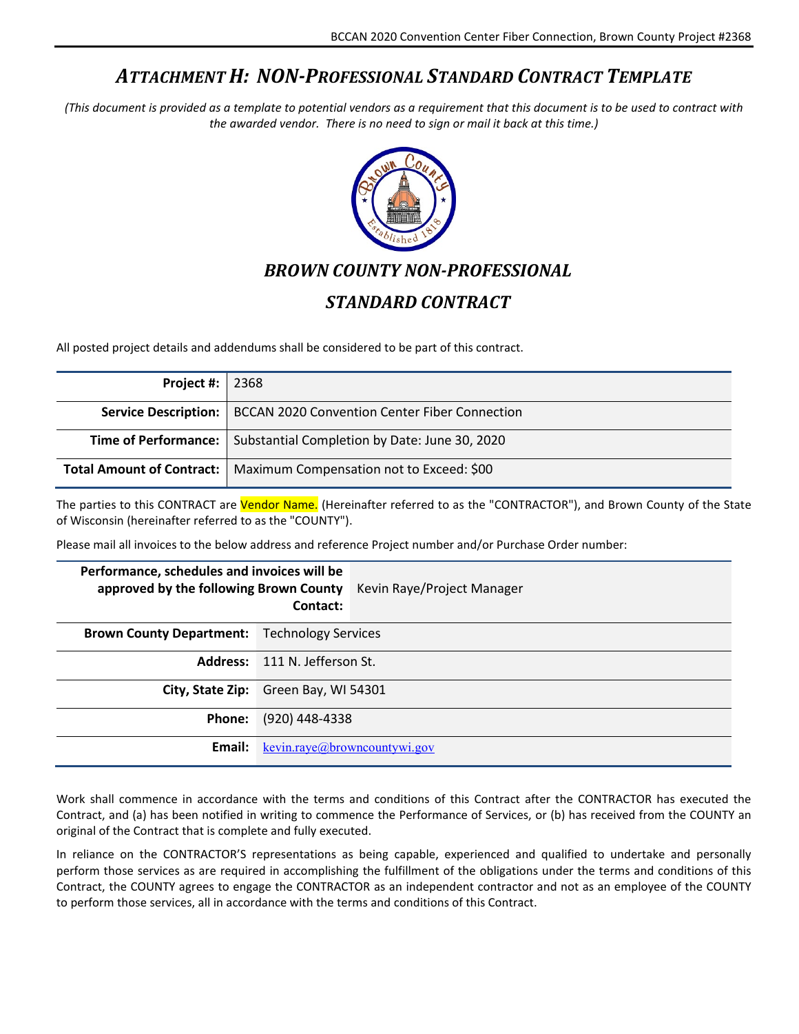# *ATTACHMENT H: NON-PROFESSIONAL STANDARD CONTRACT TEMPLATE*

*(This document is provided as a template to potential vendors as a requirement that this document is to be used to contract with the awarded vendor. There is no need to sign or mail it back at this time.)*

## *BROWN COUNTY NON-PROFESSIONAL*

## *STANDARD CONTRACT*

All posted project details and addendums shall be considered to be part of this contract.

| | |
|---|---|
| **Project #:** | 2368 |
| **Service Description:** | BCCAN 2020 Convention Center Fiber Connection |
| **Time of Performance:** | Substantial Completion by Date: June 30, 2020 |
| **Total Amount of Contract:** | Maximum Compensation not to Exceed: $00 |

The parties to this CONTRACT are Vendor Name. (Hereinafter referred to as the "CONTRACTOR"), and Brown County of the State of Wisconsin (hereinafter referred to as the "COUNTY").

Please mail all invoices to the below address and reference Project number and/or Purchase Order number:

| | |
|---|---|
| **Performance, schedules and invoices will be approved by the following Brown County Contact:** | Kevin Raye/Project Manager |
| **Brown County Department:** | Technology Services |
| **Address:** | 111 N. Jefferson St. |
| **City, State Zip:** | Green Bay, WI 54301 |
| **Phone:** | (920) 448-4338 |
| **Email:** | kevin.raye@browncountywi.gov |

Work shall commence in accordance with the terms and conditions of this Contract after the CONTRACTOR has executed the Contract, and (a) has been notified in writing to commence the Performance of Services, or (b) has received from the COUNTY an original of the Contract that is complete and fully executed.

In reliance on the CONTRACTOR'S representations as being capable, experienced and qualified to undertake and personally perform those services as are required in accomplishing the fulfillment of the obligations under the terms and conditions of this Contract, the COUNTY agrees to engage the CONTRACTOR as an independent contractor and not as an employee of the COUNTY to perform those services, all in accordance with the terms and conditions of this Contract.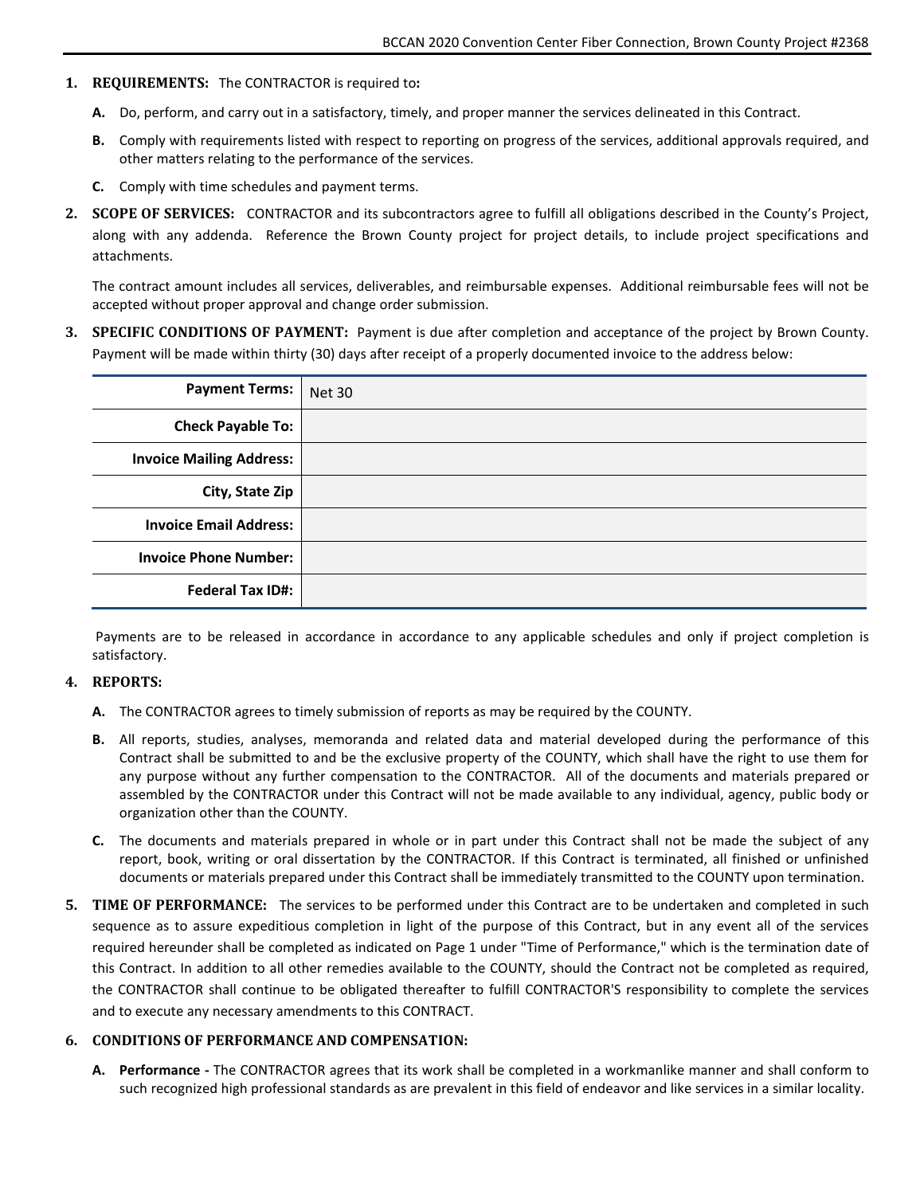1. **REQUIREMENTS:** The CONTRACTOR is required to**:**

   **A.** Do, perform, and carry out in a satisfactory, timely, and proper manner the services delineated in this Contract.

   **B.** Comply with requirements listed with respect to reporting on progress of the services, additional approvals required, and other matters relating to the performance of the services.

   **C.** Comply with time schedules and payment terms.

2. **SCOPE OF SERVICES:** CONTRACTOR and its subcontractors agree to fulfill all obligations described in the County's Project, along with any addenda. Reference the Brown County project for project details, to include project specifications and attachments.

   The contract amount includes all services, deliverables, and reimbursable expenses. Additional reimbursable fees will not be accepted without proper approval and change order submission.

3. **SPECIFIC CONDITIONS OF PAYMENT:** Payment is due after completion and acceptance of the project by Brown County. Payment will be made within thirty (30) days after receipt of a properly documented invoice to the address below:

| | |
|---|---|
| **Payment Terms:** | Net 30 |
| **Check Payable To:** | |
| **Invoice Mailing Address:** | |
| **City, State Zip** | |
| **Invoice Email Address:** | |
| **Invoice Phone Number:** | |
| **Federal Tax ID#:** | |

   Payments are to be released in accordance in accordance to any applicable schedules and only if project completion is satisfactory.

4. **REPORTS:**

   **A.** The CONTRACTOR agrees to timely submission of reports as may be required by the COUNTY.

   **B.** All reports, studies, analyses, memoranda and related data and material developed during the performance of this Contract shall be submitted to and be the exclusive property of the COUNTY, which shall have the right to use them for any purpose without any further compensation to the CONTRACTOR. All of the documents and materials prepared or assembled by the CONTRACTOR under this Contract will not be made available to any individual, agency, public body or organization other than the COUNTY.

   **C.** The documents and materials prepared in whole or in part under this Contract shall not be made the subject of any report, book, writing or oral dissertation by the CONTRACTOR. If this Contract is terminated, all finished or unfinished documents or materials prepared under this Contract shall be immediately transmitted to the COUNTY upon termination.

5. **TIME OF PERFORMANCE:** The services to be performed under this Contract are to be undertaken and completed in such sequence as to assure expeditious completion in light of the purpose of this Contract, but in any event all of the services required hereunder shall be completed as indicated on Page 1 under "Time of Performance," which is the termination date of this Contract. In addition to all other remedies available to the COUNTY, should the Contract not be completed as required, the CONTRACTOR shall continue to be obligated thereafter to fulfill CONTRACTOR'S responsibility to complete the services and to execute any necessary amendments to this CONTRACT.

6. **CONDITIONS OF PERFORMANCE AND COMPENSATION:**

   **A. Performance -** The CONTRACTOR agrees that its work shall be completed in a workmanlike manner and shall conform to such recognized high professional standards as are prevalent in this field of endeavor and like services in a similar locality.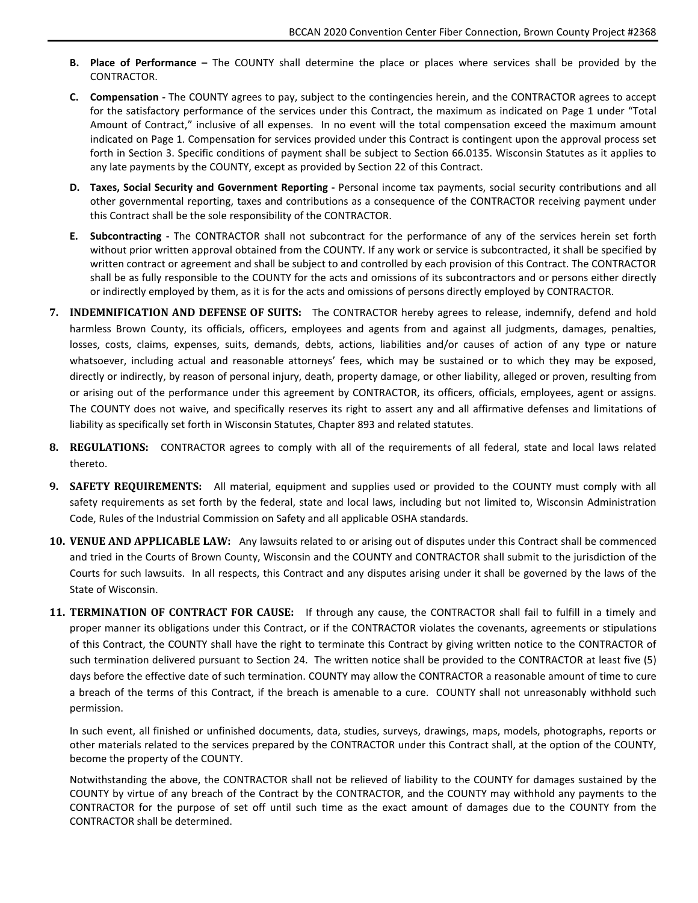**B. Place of Performance –** The COUNTY shall determine the place or places where services shall be provided by the CONTRACTOR.

**C. Compensation -** The COUNTY agrees to pay, subject to the contingencies herein, and the CONTRACTOR agrees to accept for the satisfactory performance of the services under this Contract, the maximum as indicated on Page 1 under "Total Amount of Contract," inclusive of all expenses. In no event will the total compensation exceed the maximum amount indicated on Page 1. Compensation for services provided under this Contract is contingent upon the approval process set forth in Section 3. Specific conditions of payment shall be subject to Section 66.0135. Wisconsin Statutes as it applies to any late payments by the COUNTY, except as provided by Section 22 of this Contract.

**D. Taxes, Social Security and Government Reporting -** Personal income tax payments, social security contributions and all other governmental reporting, taxes and contributions as a consequence of the CONTRACTOR receiving payment under this Contract shall be the sole responsibility of the CONTRACTOR.

**E. Subcontracting -** The CONTRACTOR shall not subcontract for the performance of any of the services herein set forth without prior written approval obtained from the COUNTY. If any work or service is subcontracted, it shall be specified by written contract or agreement and shall be subject to and controlled by each provision of this Contract. The CONTRACTOR shall be as fully responsible to the COUNTY for the acts and omissions of its subcontractors and or persons either directly or indirectly employed by them, as it is for the acts and omissions of persons directly employed by CONTRACTOR.

**7. INDEMNIFICATION AND DEFENSE OF SUITS:** The CONTRACTOR hereby agrees to release, indemnify, defend and hold harmless Brown County, its officials, officers, employees and agents from and against all judgments, damages, penalties, losses, costs, claims, expenses, suits, demands, debts, actions, liabilities and/or causes of action of any type or nature whatsoever, including actual and reasonable attorneys' fees, which may be sustained or to which they may be exposed, directly or indirectly, by reason of personal injury, death, property damage, or other liability, alleged or proven, resulting from or arising out of the performance under this agreement by CONTRACTOR, its officers, officials, employees, agent or assigns. The COUNTY does not waive, and specifically reserves its right to assert any and all affirmative defenses and limitations of liability as specifically set forth in Wisconsin Statutes, Chapter 893 and related statutes.

**8. REGULATIONS:** CONTRACTOR agrees to comply with all of the requirements of all federal, state and local laws related thereto.

**9. SAFETY REQUIREMENTS:** All material, equipment and supplies used or provided to the COUNTY must comply with all safety requirements as set forth by the federal, state and local laws, including but not limited to, Wisconsin Administration Code, Rules of the Industrial Commission on Safety and all applicable OSHA standards.

**10. VENUE AND APPLICABLE LAW:** Any lawsuits related to or arising out of disputes under this Contract shall be commenced and tried in the Courts of Brown County, Wisconsin and the COUNTY and CONTRACTOR shall submit to the jurisdiction of the Courts for such lawsuits. In all respects, this Contract and any disputes arising under it shall be governed by the laws of the State of Wisconsin.

**11. TERMINATION OF CONTRACT FOR CAUSE:** If through any cause, the CONTRACTOR shall fail to fulfill in a timely and proper manner its obligations under this Contract, or if the CONTRACTOR violates the covenants, agreements or stipulations of this Contract, the COUNTY shall have the right to terminate this Contract by giving written notice to the CONTRACTOR of such termination delivered pursuant to Section 24. The written notice shall be provided to the CONTRACTOR at least five (5) days before the effective date of such termination. COUNTY may allow the CONTRACTOR a reasonable amount of time to cure a breach of the terms of this Contract, if the breach is amenable to a cure. COUNTY shall not unreasonably withhold such permission.

In such event, all finished or unfinished documents, data, studies, surveys, drawings, maps, models, photographs, reports or other materials related to the services prepared by the CONTRACTOR under this Contract shall, at the option of the COUNTY, become the property of the COUNTY.

Notwithstanding the above, the CONTRACTOR shall not be relieved of liability to the COUNTY for damages sustained by the COUNTY by virtue of any breach of the Contract by the CONTRACTOR, and the COUNTY may withhold any payments to the CONTRACTOR for the purpose of set off until such time as the exact amount of damages due to the COUNTY from the CONTRACTOR shall be determined.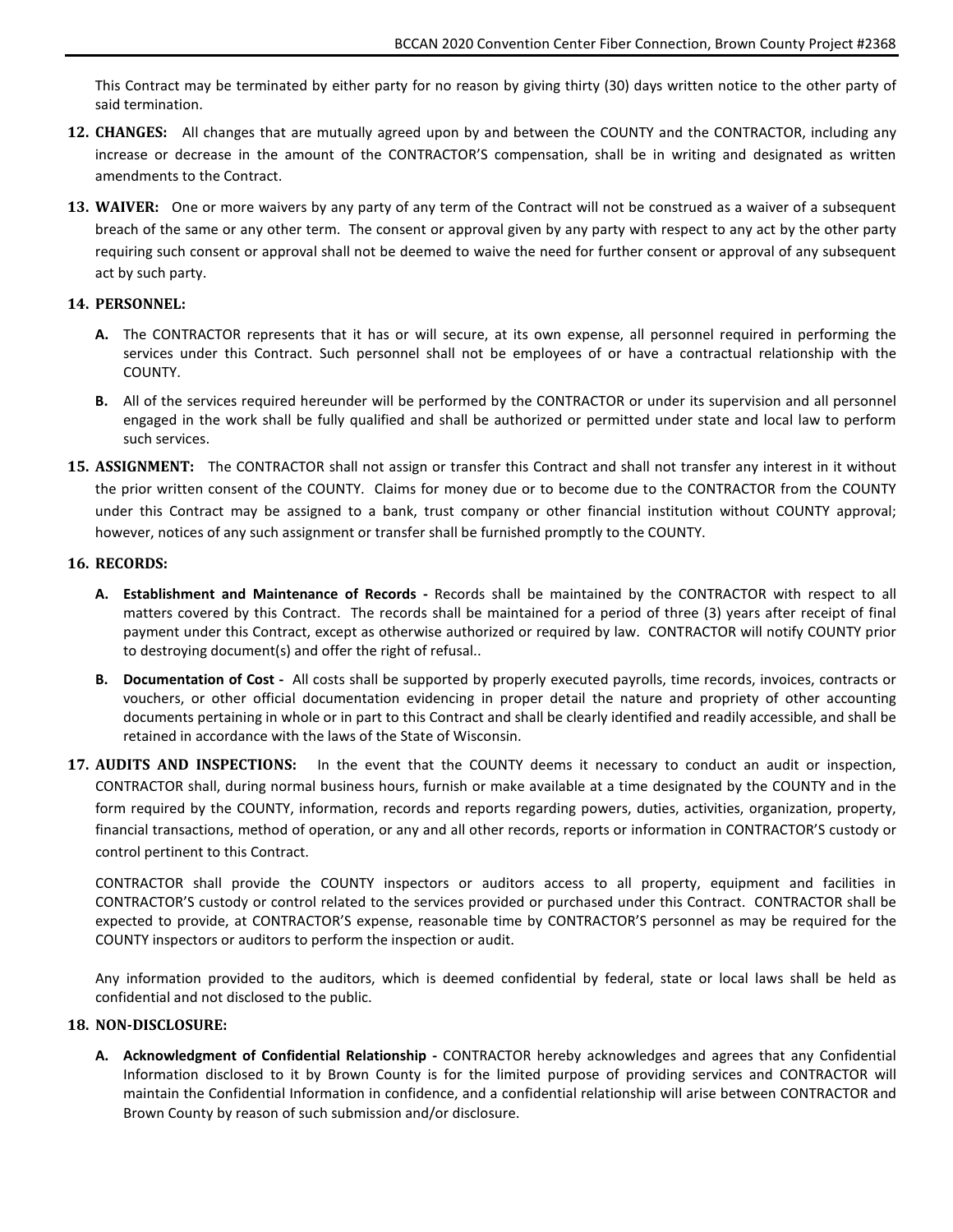This Contract may be terminated by either party for no reason by giving thirty (30) days written notice to the other party of said termination.

**12. CHANGES:** All changes that are mutually agreed upon by and between the COUNTY and the CONTRACTOR, including any increase or decrease in the amount of the CONTRACTOR'S compensation, shall be in writing and designated as written amendments to the Contract.

**13. WAIVER:** One or more waivers by any party of any term of the Contract will not be construed as a waiver of a subsequent breach of the same or any other term. The consent or approval given by any party with respect to any act by the other party requiring such consent or approval shall not be deemed to waive the need for further consent or approval of any subsequent act by such party.

**14. PERSONNEL:**

**A.** The CONTRACTOR represents that it has or will secure, at its own expense, all personnel required in performing the services under this Contract. Such personnel shall not be employees of or have a contractual relationship with the COUNTY.

**B.** All of the services required hereunder will be performed by the CONTRACTOR or under its supervision and all personnel engaged in the work shall be fully qualified and shall be authorized or permitted under state and local law to perform such services.

**15. ASSIGNMENT:** The CONTRACTOR shall not assign or transfer this Contract and shall not transfer any interest in it without the prior written consent of the COUNTY. Claims for money due or to become due to the CONTRACTOR from the COUNTY under this Contract may be assigned to a bank, trust company or other financial institution without COUNTY approval; however, notices of any such assignment or transfer shall be furnished promptly to the COUNTY.

**16. RECORDS:**

**A. Establishment and Maintenance of Records -** Records shall be maintained by the CONTRACTOR with respect to all matters covered by this Contract. The records shall be maintained for a period of three (3) years after receipt of final payment under this Contract, except as otherwise authorized or required by law. CONTRACTOR will notify COUNTY prior to destroying document(s) and offer the right of refusal..

**B. Documentation of Cost -** All costs shall be supported by properly executed payrolls, time records, invoices, contracts or vouchers, or other official documentation evidencing in proper detail the nature and propriety of other accounting documents pertaining in whole or in part to this Contract and shall be clearly identified and readily accessible, and shall be retained in accordance with the laws of the State of Wisconsin.

**17. AUDITS AND INSPECTIONS:** In the event that the COUNTY deems it necessary to conduct an audit or inspection, CONTRACTOR shall, during normal business hours, furnish or make available at a time designated by the COUNTY and in the form required by the COUNTY, information, records and reports regarding powers, duties, activities, organization, property, financial transactions, method of operation, or any and all other records, reports or information in CONTRACTOR'S custody or control pertinent to this Contract.

CONTRACTOR shall provide the COUNTY inspectors or auditors access to all property, equipment and facilities in CONTRACTOR'S custody or control related to the services provided or purchased under this Contract. CONTRACTOR shall be expected to provide, at CONTRACTOR'S expense, reasonable time by CONTRACTOR'S personnel as may be required for the COUNTY inspectors or auditors to perform the inspection or audit.

Any information provided to the auditors, which is deemed confidential by federal, state or local laws shall be held as confidential and not disclosed to the public.

**18. NON-DISCLOSURE:**

**A. Acknowledgment of Confidential Relationship -** CONTRACTOR hereby acknowledges and agrees that any Confidential Information disclosed to it by Brown County is for the limited purpose of providing services and CONTRACTOR will maintain the Confidential Information in confidence, and a confidential relationship will arise between CONTRACTOR and Brown County by reason of such submission and/or disclosure.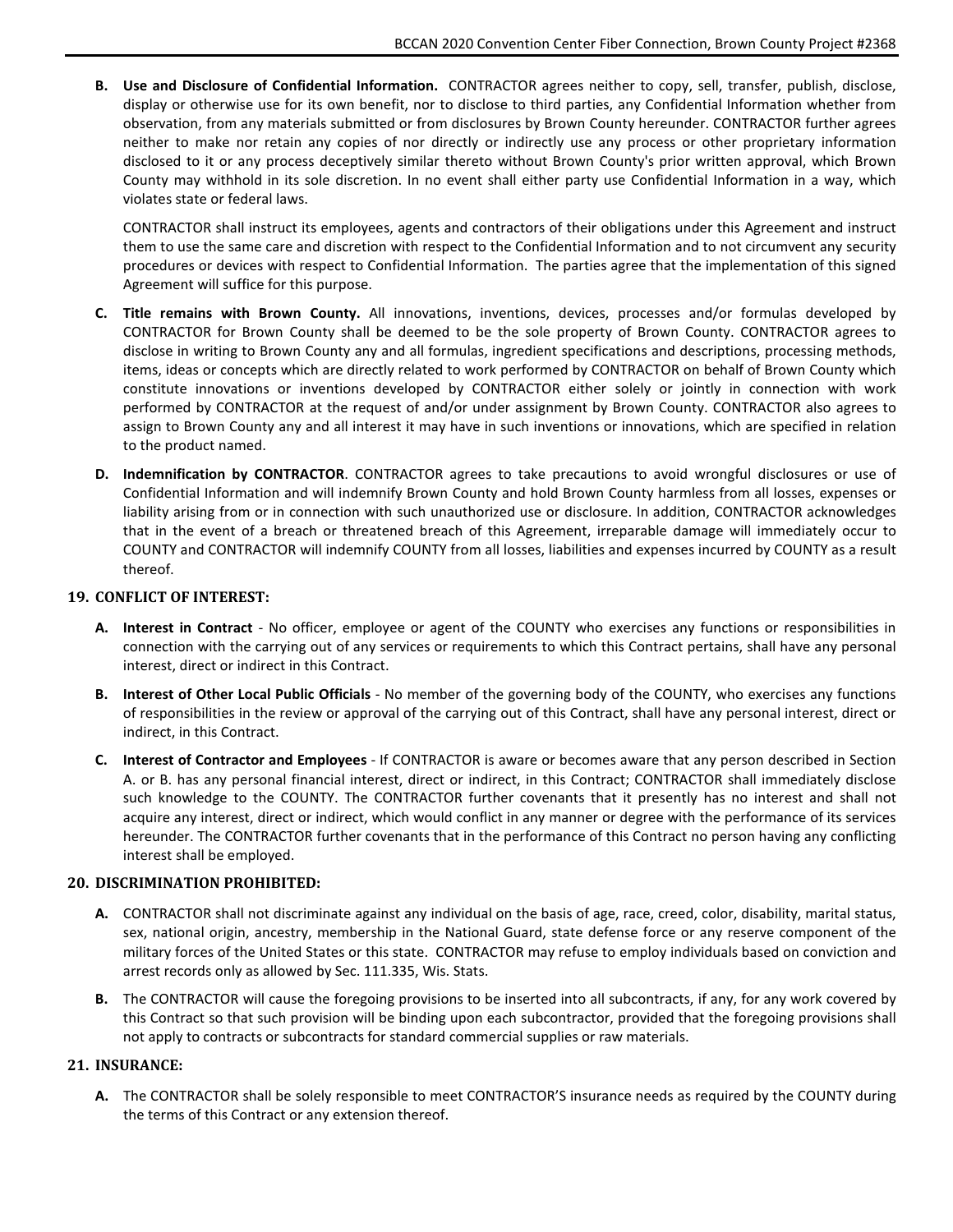**B. Use and Disclosure of Confidential Information.** CONTRACTOR agrees neither to copy, sell, transfer, publish, disclose, display or otherwise use for its own benefit, nor to disclose to third parties, any Confidential Information whether from observation, from any materials submitted or from disclosures by Brown County hereunder. CONTRACTOR further agrees neither to make nor retain any copies of nor directly or indirectly use any process or other proprietary information disclosed to it or any process deceptively similar thereto without Brown County's prior written approval, which Brown County may withhold in its sole discretion. In no event shall either party use Confidential Information in a way, which violates state or federal laws.

CONTRACTOR shall instruct its employees, agents and contractors of their obligations under this Agreement and instruct them to use the same care and discretion with respect to the Confidential Information and to not circumvent any security procedures or devices with respect to Confidential Information. The parties agree that the implementation of this signed Agreement will suffice for this purpose.

**C. Title remains with Brown County.** All innovations, inventions, devices, processes and/or formulas developed by CONTRACTOR for Brown County shall be deemed to be the sole property of Brown County. CONTRACTOR agrees to disclose in writing to Brown County any and all formulas, ingredient specifications and descriptions, processing methods, items, ideas or concepts which are directly related to work performed by CONTRACTOR on behalf of Brown County which constitute innovations or inventions developed by CONTRACTOR either solely or jointly in connection with work performed by CONTRACTOR at the request of and/or under assignment by Brown County. CONTRACTOR also agrees to assign to Brown County any and all interest it may have in such inventions or innovations, which are specified in relation to the product named.

**D. Indemnification by CONTRACTOR**. CONTRACTOR agrees to take precautions to avoid wrongful disclosures or use of Confidential Information and will indemnify Brown County and hold Brown County harmless from all losses, expenses or liability arising from or in connection with such unauthorized use or disclosure. In addition, CONTRACTOR acknowledges that in the event of a breach or threatened breach of this Agreement, irreparable damage will immediately occur to COUNTY and CONTRACTOR will indemnify COUNTY from all losses, liabilities and expenses incurred by COUNTY as a result thereof.

## 19. CONFLICT OF INTEREST:

**A. Interest in Contract** - No officer, employee or agent of the COUNTY who exercises any functions or responsibilities in connection with the carrying out of any services or requirements to which this Contract pertains, shall have any personal interest, direct or indirect in this Contract.

**B. Interest of Other Local Public Officials** - No member of the governing body of the COUNTY, who exercises any functions of responsibilities in the review or approval of the carrying out of this Contract, shall have any personal interest, direct or indirect, in this Contract.

**C. Interest of Contractor and Employees** - If CONTRACTOR is aware or becomes aware that any person described in Section A. or B. has any personal financial interest, direct or indirect, in this Contract; CONTRACTOR shall immediately disclose such knowledge to the COUNTY. The CONTRACTOR further covenants that it presently has no interest and shall not acquire any interest, direct or indirect, which would conflict in any manner or degree with the performance of its services hereunder. The CONTRACTOR further covenants that in the performance of this Contract no person having any conflicting interest shall be employed.

## 20. DISCRIMINATION PROHIBITED:

**A.** CONTRACTOR shall not discriminate against any individual on the basis of age, race, creed, color, disability, marital status, sex, national origin, ancestry, membership in the National Guard, state defense force or any reserve component of the military forces of the United States or this state. CONTRACTOR may refuse to employ individuals based on conviction and arrest records only as allowed by Sec. 111.335, Wis. Stats.

**B.** The CONTRACTOR will cause the foregoing provisions to be inserted into all subcontracts, if any, for any work covered by this Contract so that such provision will be binding upon each subcontractor, provided that the foregoing provisions shall not apply to contracts or subcontracts for standard commercial supplies or raw materials.

## 21. INSURANCE:

**A.** The CONTRACTOR shall be solely responsible to meet CONTRACTOR'S insurance needs as required by the COUNTY during the terms of this Contract or any extension thereof.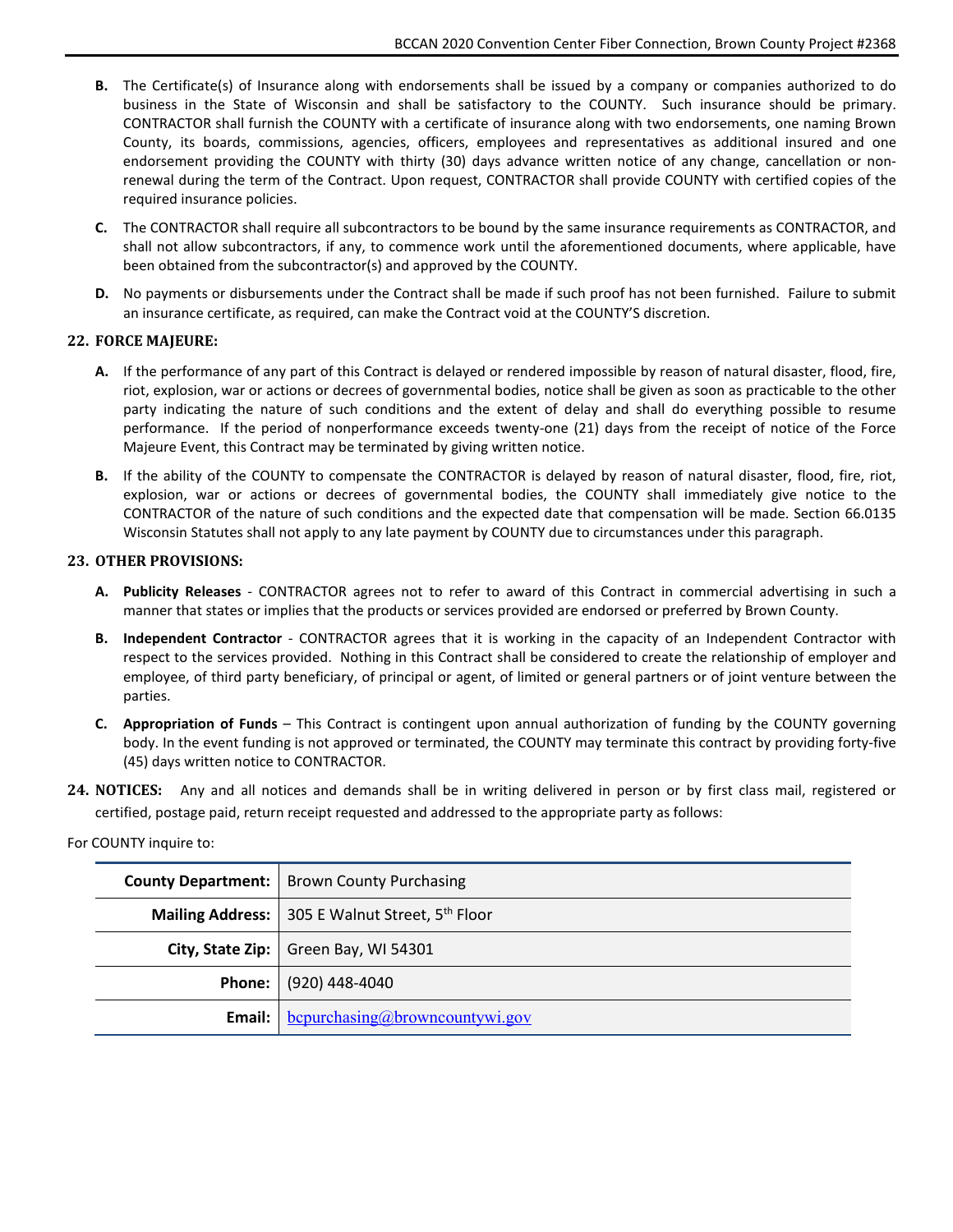**B.** The Certificate(s) of Insurance along with endorsements shall be issued by a company or companies authorized to do business in the State of Wisconsin and shall be satisfactory to the COUNTY. Such insurance should be primary. CONTRACTOR shall furnish the COUNTY with a certificate of insurance along with two endorsements, one naming Brown County, its boards, commissions, agencies, officers, employees and representatives as additional insured and one endorsement providing the COUNTY with thirty (30) days advance written notice of any change, cancellation or non-renewal during the term of the Contract. Upon request, CONTRACTOR shall provide COUNTY with certified copies of the required insurance policies.

**C.** The CONTRACTOR shall require all subcontractors to be bound by the same insurance requirements as CONTRACTOR, and shall not allow subcontractors, if any, to commence work until the aforementioned documents, where applicable, have been obtained from the subcontractor(s) and approved by the COUNTY.

**D.** No payments or disbursements under the Contract shall be made if such proof has not been furnished. Failure to submit an insurance certificate, as required, can make the Contract void at the COUNTY'S discretion.

## 22. FORCE MAJEURE:

**A.** If the performance of any part of this Contract is delayed or rendered impossible by reason of natural disaster, flood, fire, riot, explosion, war or actions or decrees of governmental bodies, notice shall be given as soon as practicable to the other party indicating the nature of such conditions and the extent of delay and shall do everything possible to resume performance. If the period of nonperformance exceeds twenty-one (21) days from the receipt of notice of the Force Majeure Event, this Contract may be terminated by giving written notice.

**B.** If the ability of the COUNTY to compensate the CONTRACTOR is delayed by reason of natural disaster, flood, fire, riot, explosion, war or actions or decrees of governmental bodies, the COUNTY shall immediately give notice to the CONTRACTOR of the nature of such conditions and the expected date that compensation will be made. Section 66.0135 Wisconsin Statutes shall not apply to any late payment by COUNTY due to circumstances under this paragraph.

## 23. OTHER PROVISIONS:

**A.** **Publicity Releases** - CONTRACTOR agrees not to refer to award of this Contract in commercial advertising in such a manner that states or implies that the products or services provided are endorsed or preferred by Brown County.

**B.** **Independent Contractor** - CONTRACTOR agrees that it is working in the capacity of an Independent Contractor with respect to the services provided. Nothing in this Contract shall be considered to create the relationship of employer and employee, of third party beneficiary, of principal or agent, of limited or general partners or of joint venture between the parties.

**C.** **Appropriation of Funds** – This Contract is contingent upon annual authorization of funding by the COUNTY governing body. In the event funding is not approved or terminated, the COUNTY may terminate this contract by providing forty-five (45) days written notice to CONTRACTOR.

## 24. NOTICES:

Any and all notices and demands shall be in writing delivered in person or by first class mail, registered or certified, postage paid, return receipt requested and addressed to the appropriate party as follows:

For COUNTY inquire to:

| | |
|---|---|
| **County Department:** | Brown County Purchasing |
| **Mailing Address:** | 305 E Walnut Street, 5th Floor |
| **City, State Zip:** | Green Bay, WI 54301 |
| **Phone:** | (920) 448-4040 |
| **Email:** | bcpurchasing@browncountywi.gov |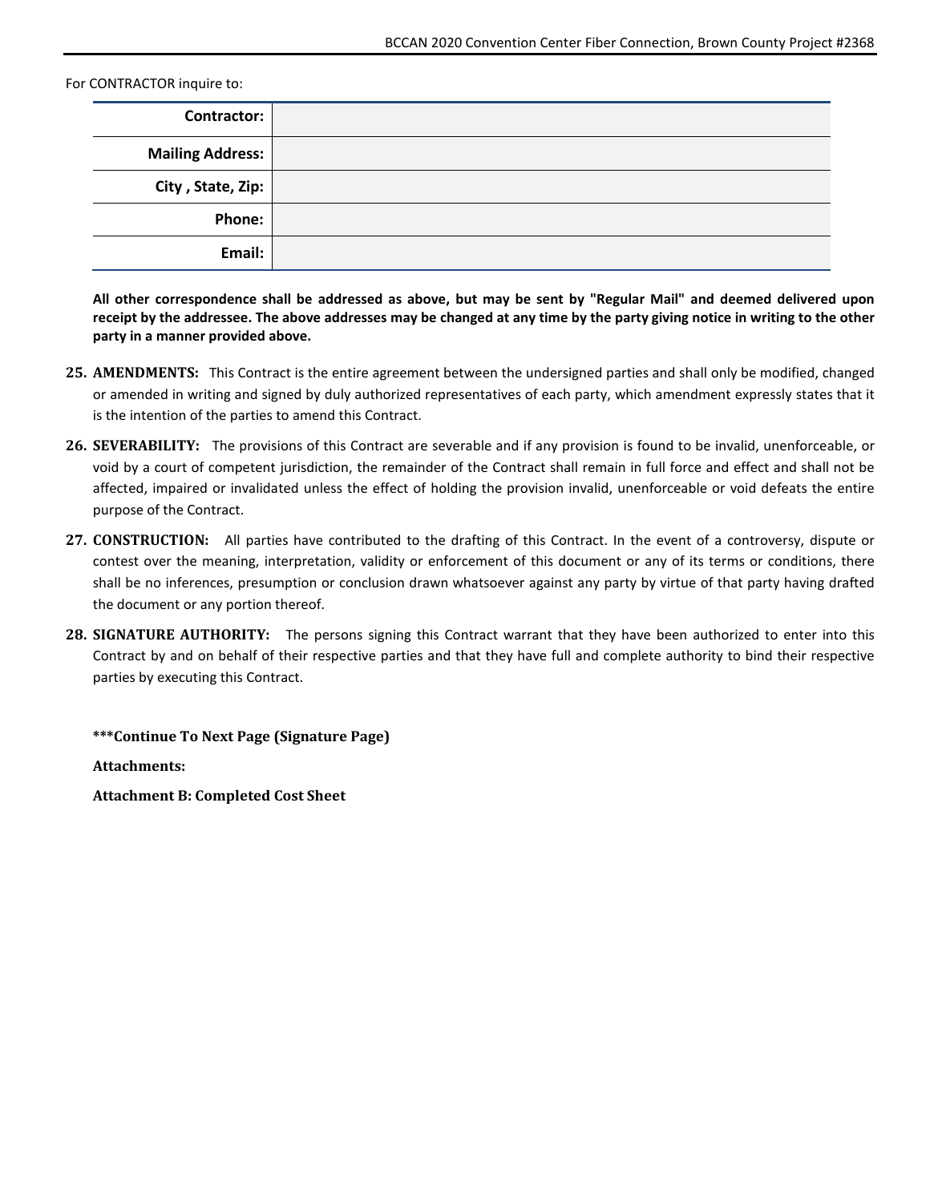For CONTRACTOR inquire to:

| | |
|---|---|
| **Contractor:** | |
| **Mailing Address:** | |
| **City , State, Zip:** | |
| **Phone:** | |
| **Email:** | |

**All other correspondence shall be addressed as above, but may be sent by "Regular Mail" and deemed delivered upon receipt by the addressee. The above addresses may be changed at any time by the party giving notice in writing to the other party in a manner provided above.**

25. **AMENDMENTS:** This Contract is the entire agreement between the undersigned parties and shall only be modified, changed or amended in writing and signed by duly authorized representatives of each party, which amendment expressly states that it is the intention of the parties to amend this Contract.

26. **SEVERABILITY:** The provisions of this Contract are severable and if any provision is found to be invalid, unenforceable, or void by a court of competent jurisdiction, the remainder of the Contract shall remain in full force and effect and shall not be affected, impaired or invalidated unless the effect of holding the provision invalid, unenforceable or void defeats the entire purpose of the Contract.

27. **CONSTRUCTION:** All parties have contributed to the drafting of this Contract. In the event of a controversy, dispute or contest over the meaning, interpretation, validity or enforcement of this document or any of its terms or conditions, there shall be no inferences, presumption or conclusion drawn whatsoever against any party by virtue of that party having drafted the document or any portion thereof.

28. **SIGNATURE AUTHORITY:** The persons signing this Contract warrant that they have been authorized to enter into this Contract by and on behalf of their respective parties and that they have full and complete authority to bind their respective parties by executing this Contract.

**\*\*\*Continue To Next Page (Signature Page)**

**Attachments:**

**Attachment B: Completed Cost Sheet**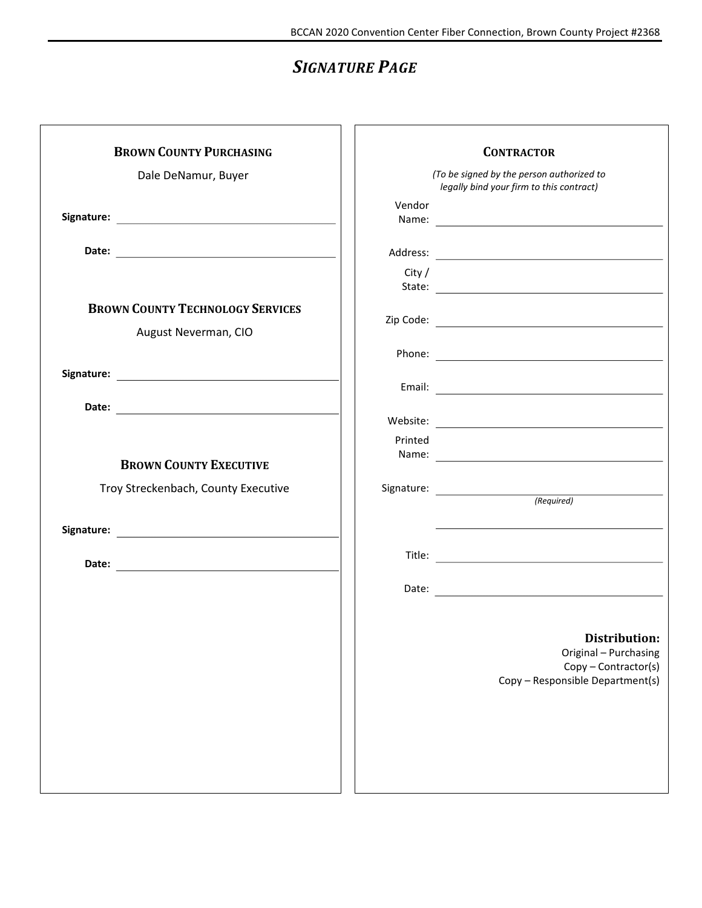# *SIGNATURE PAGE*

**BROWN COUNTY PURCHASING**

Dale DeNamur, Buyer

**Signature:** ____________________

**Date:** ____________________

**BROWN COUNTY TECHNOLOGY SERVICES**

August Neverman, CIO

**Signature:** ____________________

**Date:** ____________________

**BROWN COUNTY EXECUTIVE**

Troy Streckenbach, County Executive

**Signature:** ____________________

**Date:** ____________________

**CONTRACTOR**

*(To be signed by the person authorized to legally bind your firm to this contract)*

Vendor Name: ____________________

Address: ____________________

City / State: ____________________

Zip Code: ____________________

Phone: ____________________

Email: ____________________

Website: ____________________

Printed Name: ____________________

Signature: ____________________
*(Required)*

____________________

Title: ____________________

Date: ____________________

**Distribution:**
Original – Purchasing
Copy – Contractor(s)
Copy – Responsible Department(s)